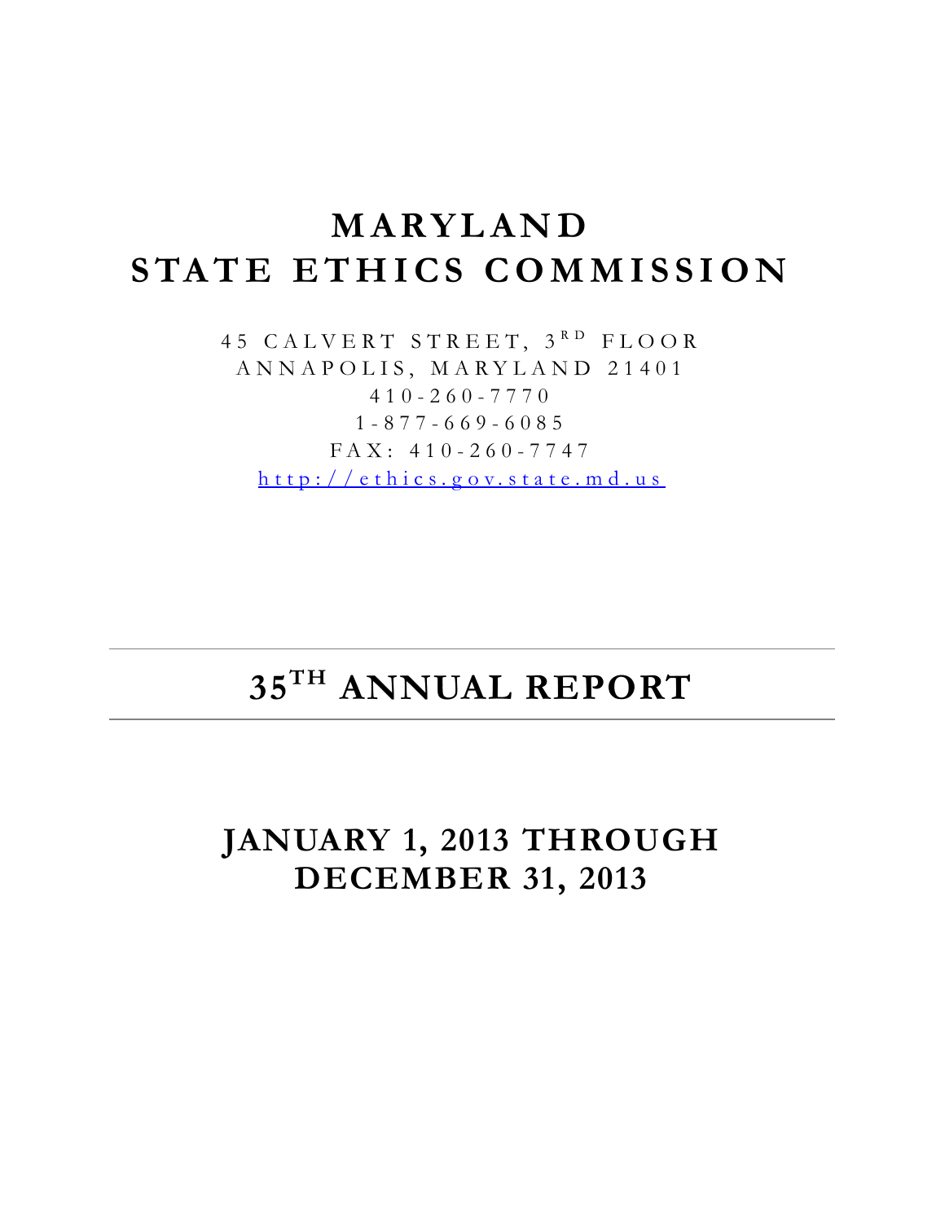# MARYLAND STATE ETHICS COMMISSION

45 CALVERT STREET, 3RD FLOOR
ANNAPOLIS, MARYLAND 21401
410-260-7770
1-877-669-6085
FAX: 410-260-7747
http://ethics.gov.state.md.us

---

## 35TH ANNUAL REPORT

---

## JANUARY 1, 2013 THROUGH DECEMBER 31, 2013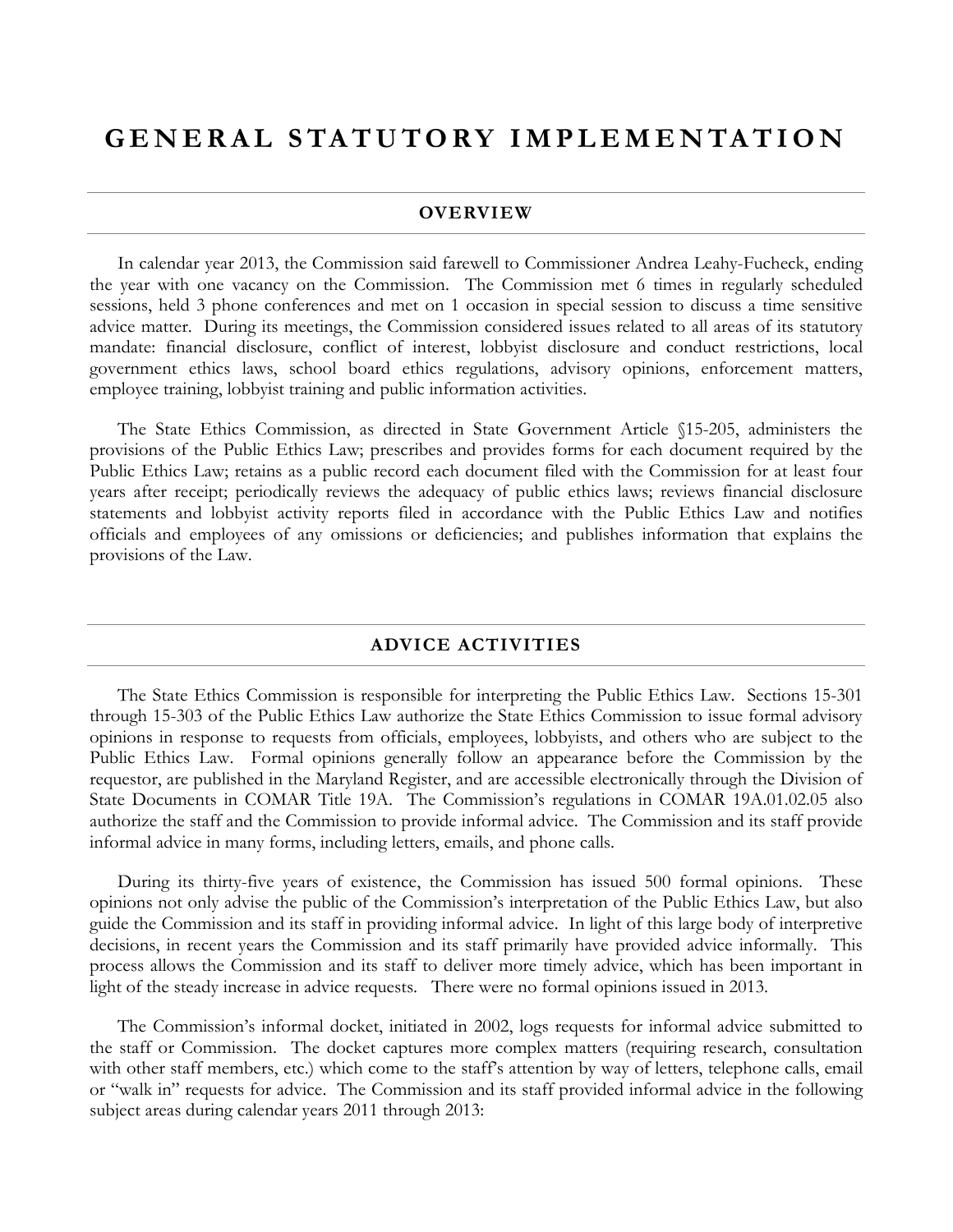# GENERAL STATUTORY IMPLEMENTATION

## OVERVIEW

In calendar year 2013, the Commission said farewell to Commissioner Andrea Leahy-Fucheck, ending the year with one vacancy on the Commission. The Commission met 6 times in regularly scheduled sessions, held 3 phone conferences and met on 1 occasion in special session to discuss a time sensitive advice matter. During its meetings, the Commission considered issues related to all areas of its statutory mandate: financial disclosure, conflict of interest, lobbyist disclosure and conduct restrictions, local government ethics laws, school board ethics regulations, advisory opinions, enforcement matters, employee training, lobbyist training and public information activities.

The State Ethics Commission, as directed in State Government Article §15-205, administers the provisions of the Public Ethics Law; prescribes and provides forms for each document required by the Public Ethics Law; retains as a public record each document filed with the Commission for at least four years after receipt; periodically reviews the adequacy of public ethics laws; reviews financial disclosure statements and lobbyist activity reports filed in accordance with the Public Ethics Law and notifies officials and employees of any omissions or deficiencies; and publishes information that explains the provisions of the Law.

## ADVICE ACTIVITIES

The State Ethics Commission is responsible for interpreting the Public Ethics Law. Sections 15-301 through 15-303 of the Public Ethics Law authorize the State Ethics Commission to issue formal advisory opinions in response to requests from officials, employees, lobbyists, and others who are subject to the Public Ethics Law. Formal opinions generally follow an appearance before the Commission by the requestor, are published in the Maryland Register, and are accessible electronically through the Division of State Documents in COMAR Title 19A. The Commission's regulations in COMAR 19A.01.02.05 also authorize the staff and the Commission to provide informal advice. The Commission and its staff provide informal advice in many forms, including letters, emails, and phone calls.

During its thirty-five years of existence, the Commission has issued 500 formal opinions. These opinions not only advise the public of the Commission's interpretation of the Public Ethics Law, but also guide the Commission and its staff in providing informal advice. In light of this large body of interpretive decisions, in recent years the Commission and its staff primarily have provided advice informally. This process allows the Commission and its staff to deliver more timely advice, which has been important in light of the steady increase in advice requests. There were no formal opinions issued in 2013.

The Commission's informal docket, initiated in 2002, logs requests for informal advice submitted to the staff or Commission. The docket captures more complex matters (requiring research, consultation with other staff members, etc.) which come to the staff's attention by way of letters, telephone calls, email or "walk in" requests for advice. The Commission and its staff provided informal advice in the following subject areas during calendar years 2011 through 2013: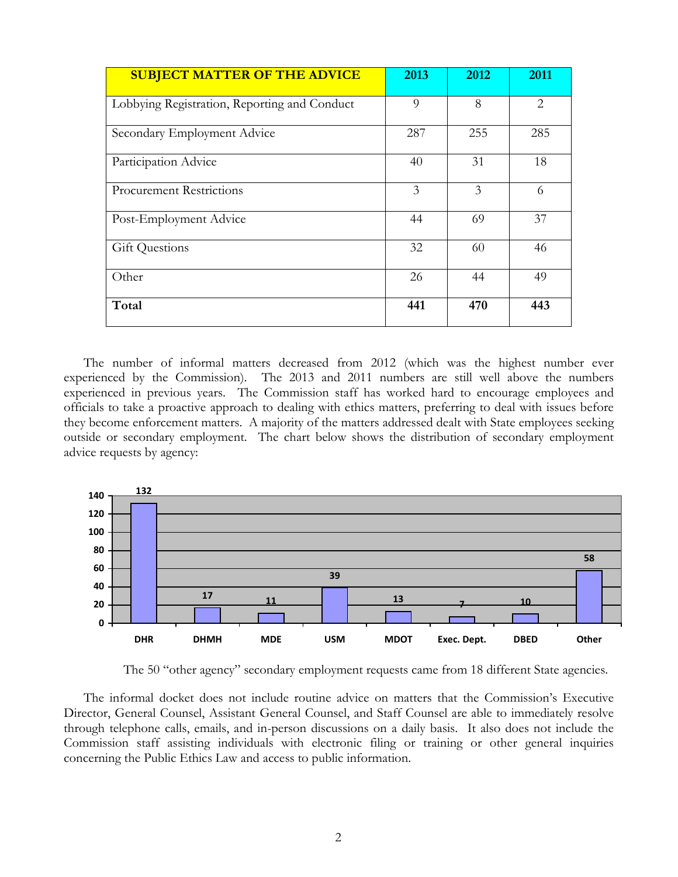| SUBJECT MATTER OF THE ADVICE | 2013 | 2012 | 2011 |
|---|---|---|---|
| Lobbying Registration, Reporting and Conduct | 9 | 8 | 2 |
| Secondary Employment Advice | 287 | 255 | 285 |
| Participation Advice | 40 | 31 | 18 |
| Procurement Restrictions | 3 | 3 | 6 |
| Post-Employment Advice | 44 | 69 | 37 |
| Gift Questions | 32 | 60 | 46 |
| Other | 26 | 44 | 49 |
| **Total** | **441** | **470** | **443** |

The number of informal matters decreased from 2012 (which was the highest number ever experienced by the Commission). The 2013 and 2011 numbers are still well above the numbers experienced in previous years. The Commission staff has worked hard to encourage employees and officials to take a proactive approach to dealing with ethics matters, preferring to deal with issues before they become enforcement matters. A majority of the matters addressed dealt with State employees seeking outside or secondary employment. The chart below shows the distribution of secondary employment advice requests by agency:

| Agency | Requests |
|---|---|
| DHR | 132 |
| DHMH | 17 |
| MDE | 11 |
| USM | 39 |
| MDOT | 13 |
| Exec. Dept. | 7 |
| DBED | 10 |
| Other | 58 |

The 50 "other agency" secondary employment requests came from 18 different State agencies.

The informal docket does not include routine advice on matters that the Commission's Executive Director, General Counsel, Assistant General Counsel, and Staff Counsel are able to immediately resolve through telephone calls, emails, and in-person discussions on a daily basis. It also does not include the Commission staff assisting individuals with electronic filing or training or other general inquiries concerning the Public Ethics Law and access to public information.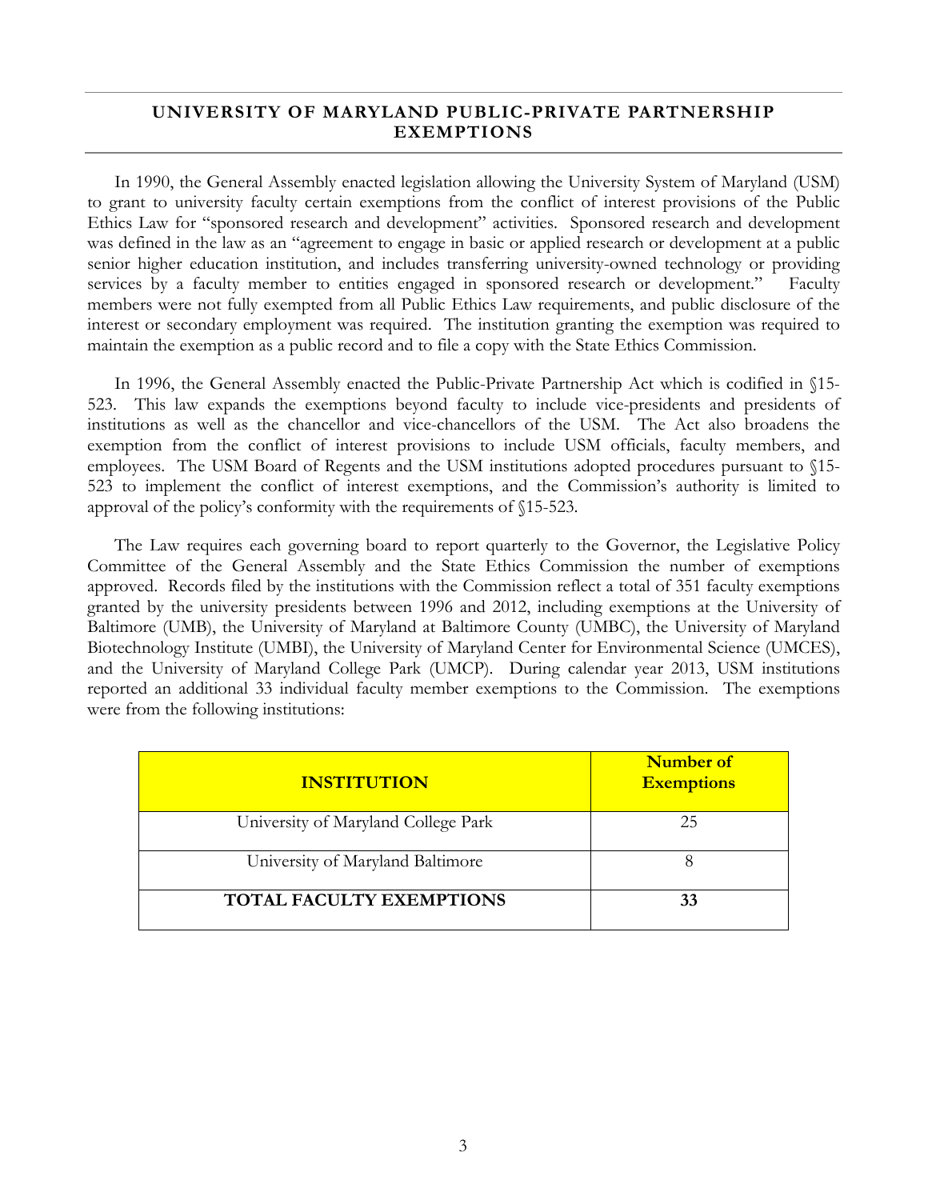## UNIVERSITY OF MARYLAND PUBLIC-PRIVATE PARTNERSHIP EXEMPTIONS

In 1990, the General Assembly enacted legislation allowing the University System of Maryland (USM) to grant to university faculty certain exemptions from the conflict of interest provisions of the Public Ethics Law for "sponsored research and development" activities. Sponsored research and development was defined in the law as an "agreement to engage in basic or applied research or development at a public senior higher education institution, and includes transferring university-owned technology or providing services by a faculty member to entities engaged in sponsored research or development." Faculty members were not fully exempted from all Public Ethics Law requirements, and public disclosure of the interest or secondary employment was required. The institution granting the exemption was required to maintain the exemption as a public record and to file a copy with the State Ethics Commission.

In 1996, the General Assembly enacted the Public-Private Partnership Act which is codified in §15-523. This law expands the exemptions beyond faculty to include vice-presidents and presidents of institutions as well as the chancellor and vice-chancellors of the USM. The Act also broadens the exemption from the conflict of interest provisions to include USM officials, faculty members, and employees. The USM Board of Regents and the USM institutions adopted procedures pursuant to §15-523 to implement the conflict of interest exemptions, and the Commission's authority is limited to approval of the policy's conformity with the requirements of §15-523.

The Law requires each governing board to report quarterly to the Governor, the Legislative Policy Committee of the General Assembly and the State Ethics Commission the number of exemptions approved. Records filed by the institutions with the Commission reflect a total of 351 faculty exemptions granted by the university presidents between 1996 and 2012, including exemptions at the University of Baltimore (UMB), the University of Maryland at Baltimore County (UMBC), the University of Maryland Biotechnology Institute (UMBI), the University of Maryland Center for Environmental Science (UMCES), and the University of Maryland College Park (UMCP). During calendar year 2013, USM institutions reported an additional 33 individual faculty member exemptions to the Commission. The exemptions were from the following institutions:

| INSTITUTION | Number of Exemptions |
|---|---|
| University of Maryland College Park | 25 |
| University of Maryland Baltimore | 8 |
| **TOTAL FACULTY EXEMPTIONS** | **33** |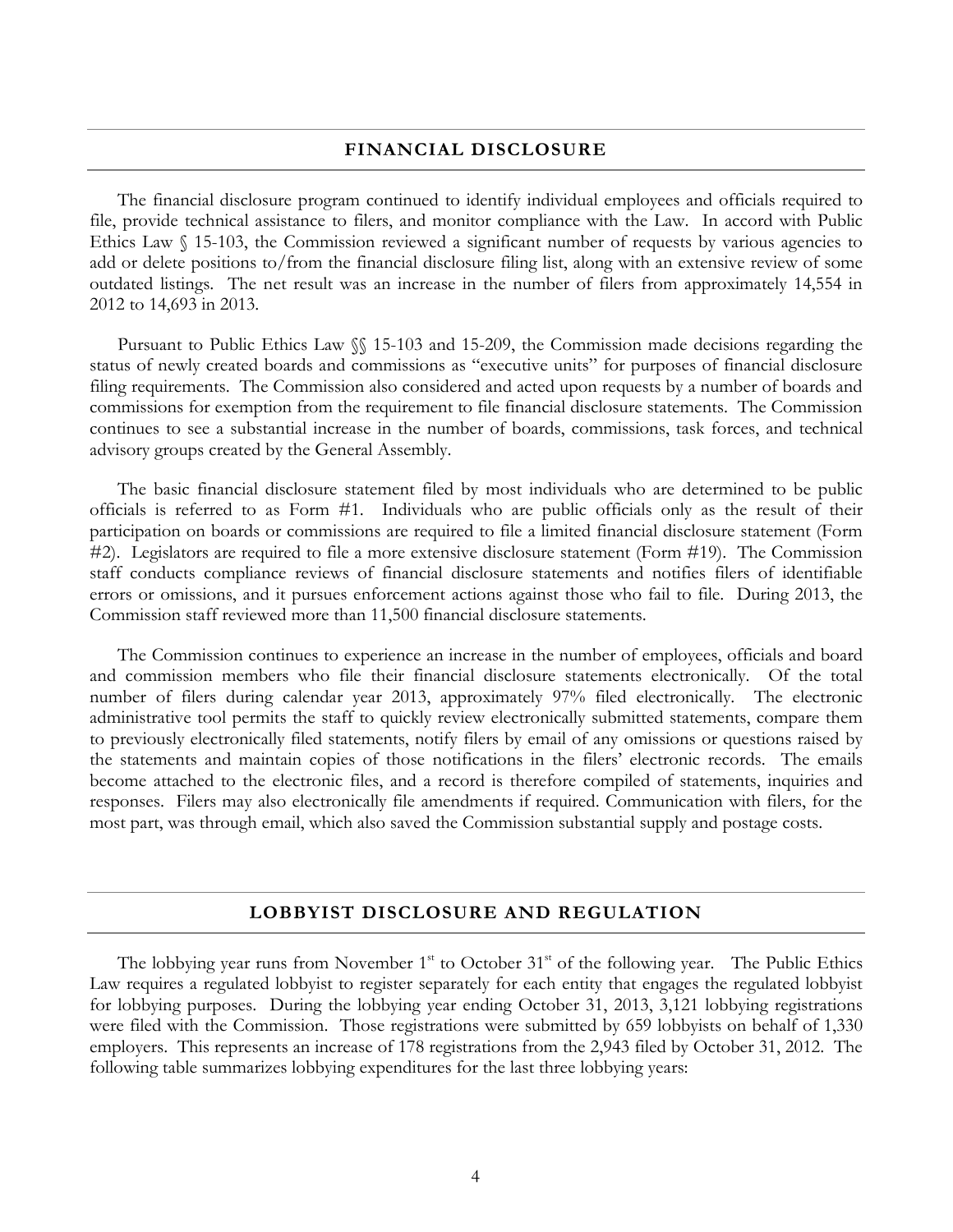## FINANCIAL DISCLOSURE

The financial disclosure program continued to identify individual employees and officials required to file, provide technical assistance to filers, and monitor compliance with the Law. In accord with Public Ethics Law § 15-103, the Commission reviewed a significant number of requests by various agencies to add or delete positions to/from the financial disclosure filing list, along with an extensive review of some outdated listings. The net result was an increase in the number of filers from approximately 14,554 in 2012 to 14,693 in 2013.

Pursuant to Public Ethics Law §§ 15-103 and 15-209, the Commission made decisions regarding the status of newly created boards and commissions as "executive units" for purposes of financial disclosure filing requirements. The Commission also considered and acted upon requests by a number of boards and commissions for exemption from the requirement to file financial disclosure statements. The Commission continues to see a substantial increase in the number of boards, commissions, task forces, and technical advisory groups created by the General Assembly.

The basic financial disclosure statement filed by most individuals who are determined to be public officials is referred to as Form #1. Individuals who are public officials only as the result of their participation on boards or commissions are required to file a limited financial disclosure statement (Form #2). Legislators are required to file a more extensive disclosure statement (Form #19). The Commission staff conducts compliance reviews of financial disclosure statements and notifies filers of identifiable errors or omissions, and it pursues enforcement actions against those who fail to file. During 2013, the Commission staff reviewed more than 11,500 financial disclosure statements.

The Commission continues to experience an increase in the number of employees, officials and board and commission members who file their financial disclosure statements electronically. Of the total number of filers during calendar year 2013, approximately 97% filed electronically. The electronic administrative tool permits the staff to quickly review electronically submitted statements, compare them to previously electronically filed statements, notify filers by email of any omissions or questions raised by the statements and maintain copies of those notifications in the filers' electronic records. The emails become attached to the electronic files, and a record is therefore compiled of statements, inquiries and responses. Filers may also electronically file amendments if required. Communication with filers, for the most part, was through email, which also saved the Commission substantial supply and postage costs.

## LOBBYIST DISCLOSURE AND REGULATION

The lobbying year runs from November 1st to October 31st of the following year. The Public Ethics Law requires a regulated lobbyist to register separately for each entity that engages the regulated lobbyist for lobbying purposes. During the lobbying year ending October 31, 2013, 3,121 lobbying registrations were filed with the Commission. Those registrations were submitted by 659 lobbyists on behalf of 1,330 employers. This represents an increase of 178 registrations from the 2,943 filed by October 31, 2012. The following table summarizes lobbying expenditures for the last three lobbying years: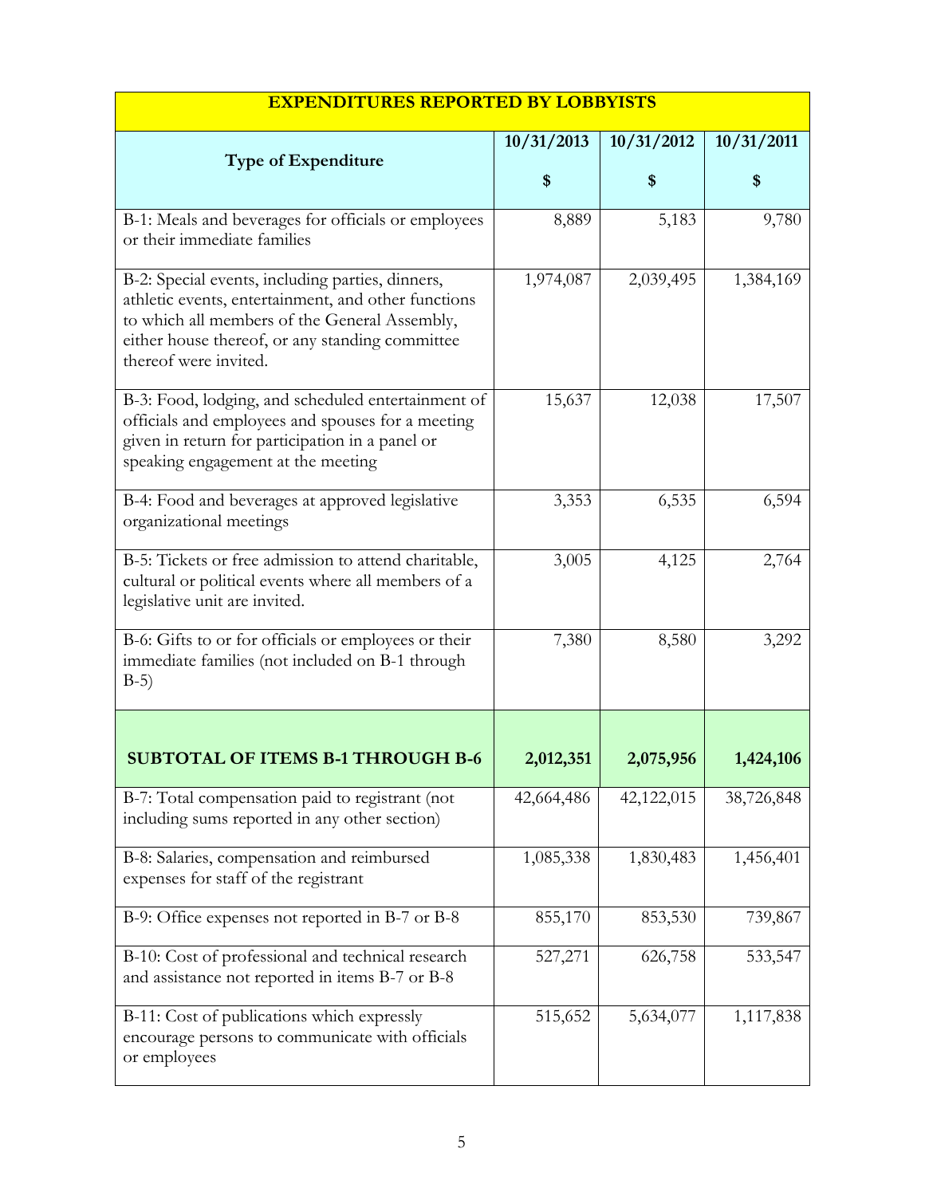| EXPENDITURES REPORTED BY LOBBYISTS | | | |
|---|---|---|---|
| **Type of Expenditure** | **10/31/2013 $** | **10/31/2012 $** | **10/31/2011 $** |
| B-1: Meals and beverages for officials or employees or their immediate families | 8,889 | 5,183 | 9,780 |
| B-2: Special events, including parties, dinners, athletic events, entertainment, and other functions to which all members of the General Assembly, either house thereof, or any standing committee thereof were invited. | 1,974,087 | 2,039,495 | 1,384,169 |
| B-3: Food, lodging, and scheduled entertainment of officials and employees and spouses for a meeting given in return for participation in a panel or speaking engagement at the meeting | 15,637 | 12,038 | 17,507 |
| B-4: Food and beverages at approved legislative organizational meetings | 3,353 | 6,535 | 6,594 |
| B-5: Tickets or free admission to attend charitable, cultural or political events where all members of a legislative unit are invited. | 3,005 | 4,125 | 2,764 |
| B-6: Gifts to or for officials or employees or their immediate families (not included on B-1 through B-5) | 7,380 | 8,580 | 3,292 |
| **SUBTOTAL OF ITEMS B-1 THROUGH B-6** | **2,012,351** | **2,075,956** | **1,424,106** |
| B-7: Total compensation paid to registrant (not including sums reported in any other section) | 42,664,486 | 42,122,015 | 38,726,848 |
| B-8: Salaries, compensation and reimbursed expenses for staff of the registrant | 1,085,338 | 1,830,483 | 1,456,401 |
| B-9: Office expenses not reported in B-7 or B-8 | 855,170 | 853,530 | 739,867 |
| B-10: Cost of professional and technical research and assistance not reported in items B-7 or B-8 | 527,271 | 626,758 | 533,547 |
| B-11: Cost of publications which expressly encourage persons to communicate with officials or employees | 515,652 | 5,634,077 | 1,117,838 |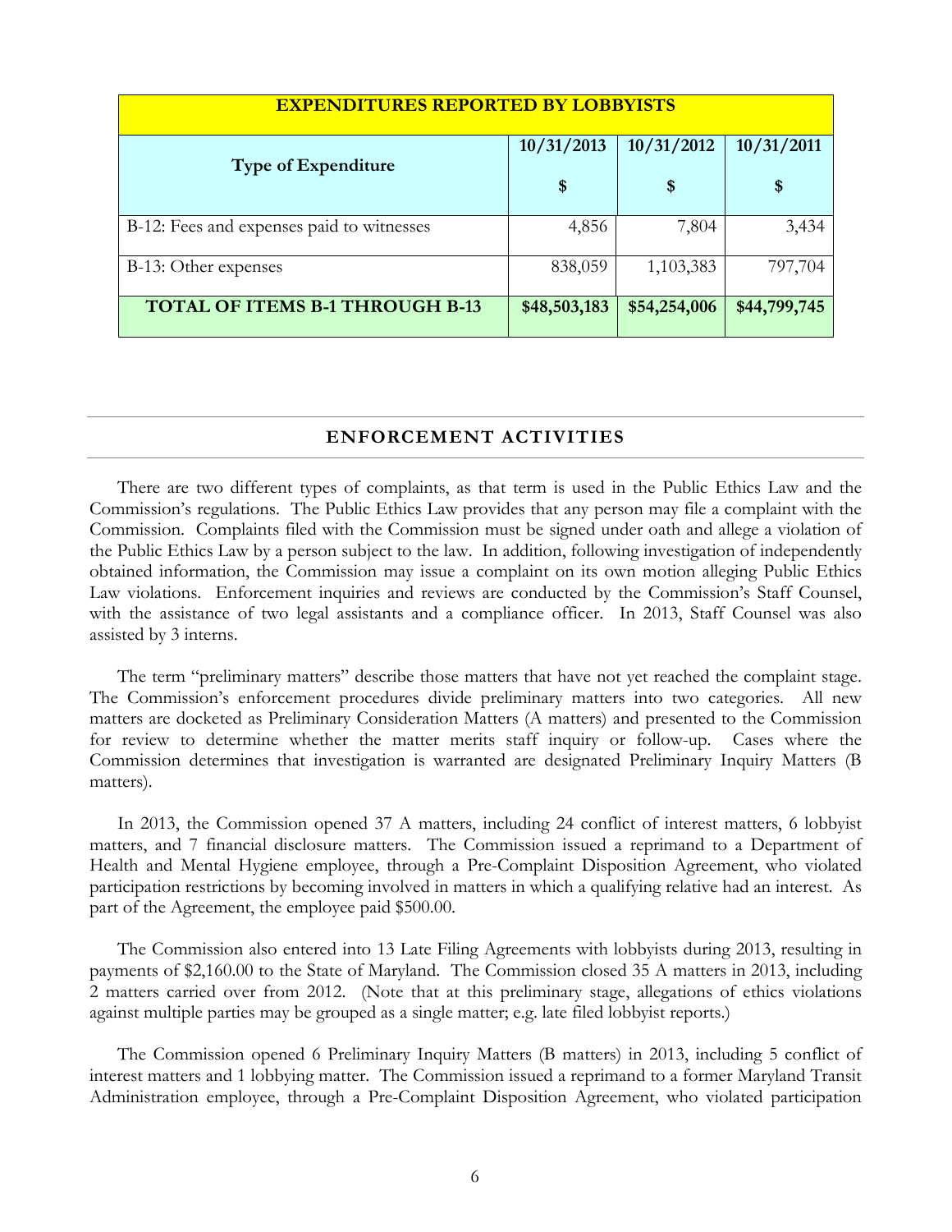| EXPENDITURES REPORTED BY LOBBYISTS | | | |
|---|---|---|---|
| **Type of Expenditure** | **10/31/2013** **$** | **10/31/2012** **$** | **10/31/2011** **$** |
| B-12: Fees and expenses paid to witnesses | 4,856 | 7,804 | 3,434 |
| B-13: Other expenses | 838,059 | 1,103,383 | 797,704 |
| **TOTAL OF ITEMS B-1 THROUGH B-13** | **$48,503,183** | **$54,254,006** | **$44,799,745** |

## ENFORCEMENT ACTIVITIES

There are two different types of complaints, as that term is used in the Public Ethics Law and the Commission's regulations. The Public Ethics Law provides that any person may file a complaint with the Commission. Complaints filed with the Commission must be signed under oath and allege a violation of the Public Ethics Law by a person subject to the law. In addition, following investigation of independently obtained information, the Commission may issue a complaint on its own motion alleging Public Ethics Law violations. Enforcement inquiries and reviews are conducted by the Commission's Staff Counsel, with the assistance of two legal assistants and a compliance officer. In 2013, Staff Counsel was also assisted by 3 interns.

The term "preliminary matters" describe those matters that have not yet reached the complaint stage. The Commission's enforcement procedures divide preliminary matters into two categories. All new matters are docketed as Preliminary Consideration Matters (A matters) and presented to the Commission for review to determine whether the matter merits staff inquiry or follow-up. Cases where the Commission determines that investigation is warranted are designated Preliminary Inquiry Matters (B matters).

In 2013, the Commission opened 37 A matters, including 24 conflict of interest matters, 6 lobbyist matters, and 7 financial disclosure matters. The Commission issued a reprimand to a Department of Health and Mental Hygiene employee, through a Pre-Complaint Disposition Agreement, who violated participation restrictions by becoming involved in matters in which a qualifying relative had an interest. As part of the Agreement, the employee paid $500.00.

The Commission also entered into 13 Late Filing Agreements with lobbyists during 2013, resulting in payments of $2,160.00 to the State of Maryland. The Commission closed 35 A matters in 2013, including 2 matters carried over from 2012. (Note that at this preliminary stage, allegations of ethics violations against multiple parties may be grouped as a single matter; e.g. late filed lobbyist reports.)

The Commission opened 6 Preliminary Inquiry Matters (B matters) in 2013, including 5 conflict of interest matters and 1 lobbying matter. The Commission issued a reprimand to a former Maryland Transit Administration employee, through a Pre-Complaint Disposition Agreement, who violated participation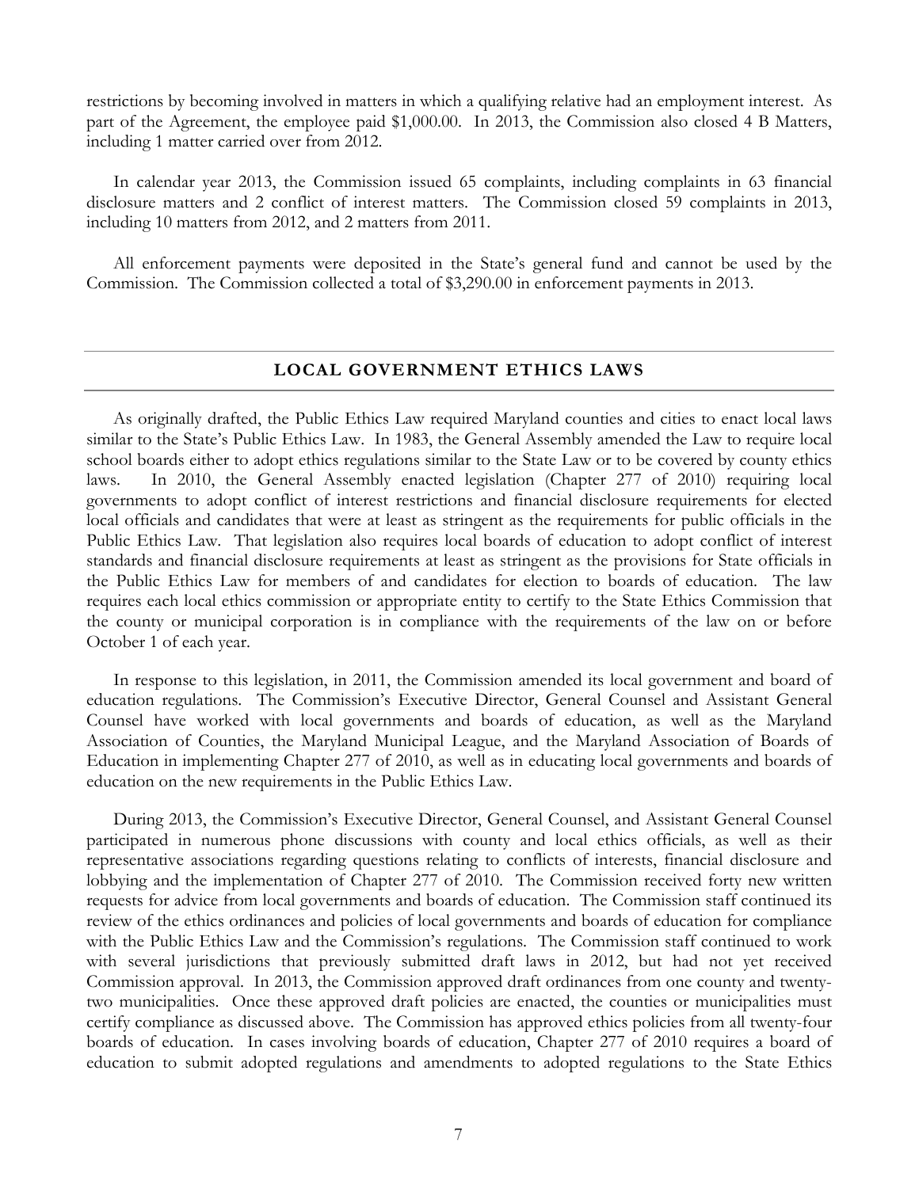restrictions by becoming involved in matters in which a qualifying relative had an employment interest. As part of the Agreement, the employee paid $1,000.00. In 2013, the Commission also closed 4 B Matters, including 1 matter carried over from 2012.

In calendar year 2013, the Commission issued 65 complaints, including complaints in 63 financial disclosure matters and 2 conflict of interest matters. The Commission closed 59 complaints in 2013, including 10 matters from 2012, and 2 matters from 2011.

All enforcement payments were deposited in the State's general fund and cannot be used by the Commission. The Commission collected a total of $3,290.00 in enforcement payments in 2013.

## LOCAL GOVERNMENT ETHICS LAWS

As originally drafted, the Public Ethics Law required Maryland counties and cities to enact local laws similar to the State's Public Ethics Law. In 1983, the General Assembly amended the Law to require local school boards either to adopt ethics regulations similar to the State Law or to be covered by county ethics laws. In 2010, the General Assembly enacted legislation (Chapter 277 of 2010) requiring local governments to adopt conflict of interest restrictions and financial disclosure requirements for elected local officials and candidates that were at least as stringent as the requirements for public officials in the Public Ethics Law. That legislation also requires local boards of education to adopt conflict of interest standards and financial disclosure requirements at least as stringent as the provisions for State officials in the Public Ethics Law for members of and candidates for election to boards of education. The law requires each local ethics commission or appropriate entity to certify to the State Ethics Commission that the county or municipal corporation is in compliance with the requirements of the law on or before October 1 of each year.

In response to this legislation, in 2011, the Commission amended its local government and board of education regulations. The Commission's Executive Director, General Counsel and Assistant General Counsel have worked with local governments and boards of education, as well as the Maryland Association of Counties, the Maryland Municipal League, and the Maryland Association of Boards of Education in implementing Chapter 277 of 2010, as well as in educating local governments and boards of education on the new requirements in the Public Ethics Law.

During 2013, the Commission's Executive Director, General Counsel, and Assistant General Counsel participated in numerous phone discussions with county and local ethics officials, as well as their representative associations regarding questions relating to conflicts of interests, financial disclosure and lobbying and the implementation of Chapter 277 of 2010. The Commission received forty new written requests for advice from local governments and boards of education. The Commission staff continued its review of the ethics ordinances and policies of local governments and boards of education for compliance with the Public Ethics Law and the Commission's regulations. The Commission staff continued to work with several jurisdictions that previously submitted draft laws in 2012, but had not yet received Commission approval. In 2013, the Commission approved draft ordinances from one county and twenty-two municipalities. Once these approved draft policies are enacted, the counties or municipalities must certify compliance as discussed above. The Commission has approved ethics policies from all twenty-four boards of education. In cases involving boards of education, Chapter 277 of 2010 requires a board of education to submit adopted regulations and amendments to adopted regulations to the State Ethics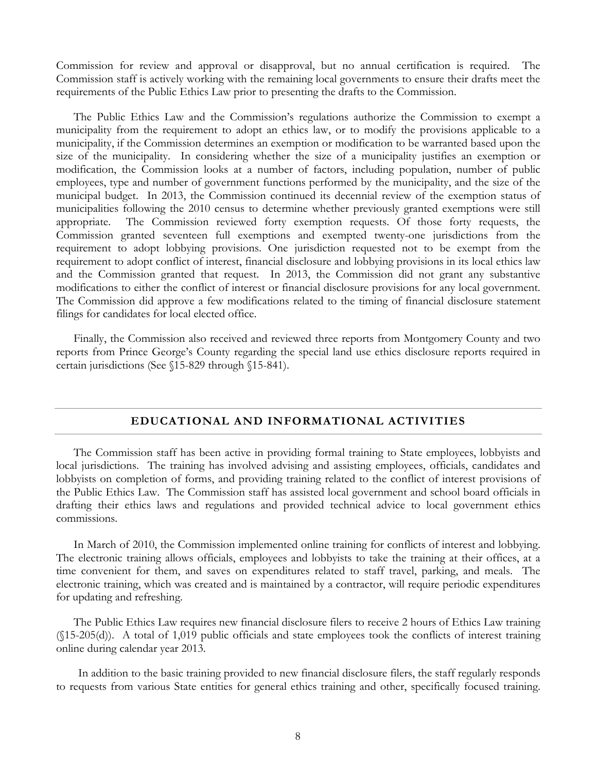Commission for review and approval or disapproval, but no annual certification is required. The Commission staff is actively working with the remaining local governments to ensure their drafts meet the requirements of the Public Ethics Law prior to presenting the drafts to the Commission.

The Public Ethics Law and the Commission's regulations authorize the Commission to exempt a municipality from the requirement to adopt an ethics law, or to modify the provisions applicable to a municipality, if the Commission determines an exemption or modification to be warranted based upon the size of the municipality. In considering whether the size of a municipality justifies an exemption or modification, the Commission looks at a number of factors, including population, number of public employees, type and number of government functions performed by the municipality, and the size of the municipal budget. In 2013, the Commission continued its decennial review of the exemption status of municipalities following the 2010 census to determine whether previously granted exemptions were still appropriate. The Commission reviewed forty exemption requests. Of those forty requests, the Commission granted seventeen full exemptions and exempted twenty-one jurisdictions from the requirement to adopt lobbying provisions. One jurisdiction requested not to be exempt from the requirement to adopt conflict of interest, financial disclosure and lobbying provisions in its local ethics law and the Commission granted that request. In 2013, the Commission did not grant any substantive modifications to either the conflict of interest or financial disclosure provisions for any local government. The Commission did approve a few modifications related to the timing of financial disclosure statement filings for candidates for local elected office.

Finally, the Commission also received and reviewed three reports from Montgomery County and two reports from Prince George's County regarding the special land use ethics disclosure reports required in certain jurisdictions (See §15-829 through §15-841).

## EDUCATIONAL AND INFORMATIONAL ACTIVITIES

The Commission staff has been active in providing formal training to State employees, lobbyists and local jurisdictions. The training has involved advising and assisting employees, officials, candidates and lobbyists on completion of forms, and providing training related to the conflict of interest provisions of the Public Ethics Law. The Commission staff has assisted local government and school board officials in drafting their ethics laws and regulations and provided technical advice to local government ethics commissions.

In March of 2010, the Commission implemented online training for conflicts of interest and lobbying. The electronic training allows officials, employees and lobbyists to take the training at their offices, at a time convenient for them, and saves on expenditures related to staff travel, parking, and meals. The electronic training, which was created and is maintained by a contractor, will require periodic expenditures for updating and refreshing.

The Public Ethics Law requires new financial disclosure filers to receive 2 hours of Ethics Law training (§15-205(d)). A total of 1,019 public officials and state employees took the conflicts of interest training online during calendar year 2013.

In addition to the basic training provided to new financial disclosure filers, the staff regularly responds to requests from various State entities for general ethics training and other, specifically focused training.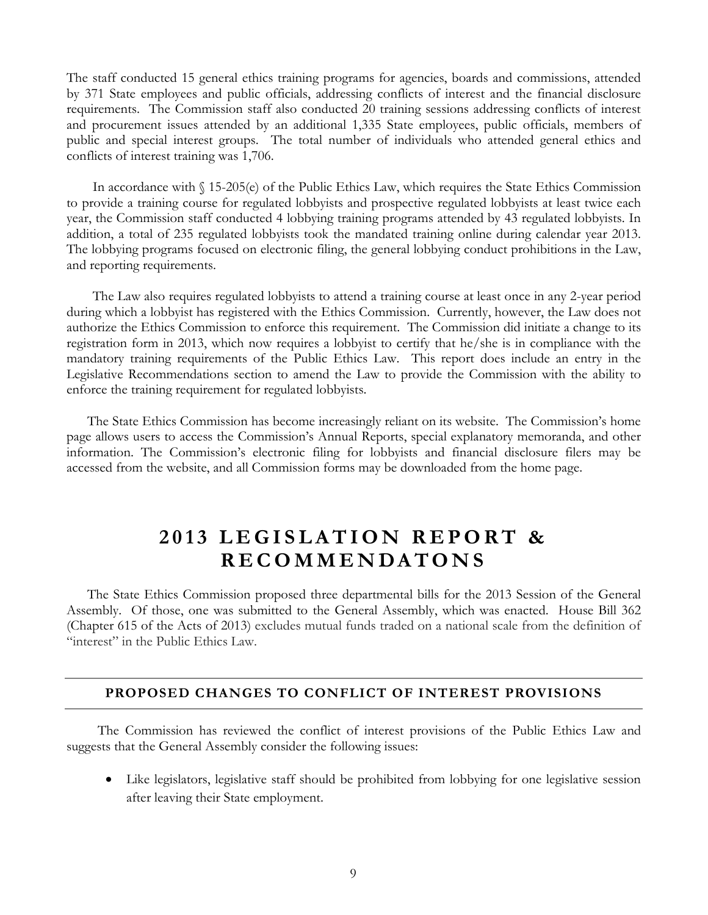The staff conducted 15 general ethics training programs for agencies, boards and commissions, attended by 371 State employees and public officials, addressing conflicts of interest and the financial disclosure requirements. The Commission staff also conducted 20 training sessions addressing conflicts of interest and procurement issues attended by an additional 1,335 State employees, public officials, members of public and special interest groups. The total number of individuals who attended general ethics and conflicts of interest training was 1,706.

In accordance with § 15-205(e) of the Public Ethics Law, which requires the State Ethics Commission to provide a training course for regulated lobbyists and prospective regulated lobbyists at least twice each year, the Commission staff conducted 4 lobbying training programs attended by 43 regulated lobbyists. In addition, a total of 235 regulated lobbyists took the mandated training online during calendar year 2013. The lobbying programs focused on electronic filing, the general lobbying conduct prohibitions in the Law, and reporting requirements.

The Law also requires regulated lobbyists to attend a training course at least once in any 2-year period during which a lobbyist has registered with the Ethics Commission. Currently, however, the Law does not authorize the Ethics Commission to enforce this requirement. The Commission did initiate a change to its registration form in 2013, which now requires a lobbyist to certify that he/she is in compliance with the mandatory training requirements of the Public Ethics Law. This report does include an entry in the Legislative Recommendations section to amend the Law to provide the Commission with the ability to enforce the training requirement for regulated lobbyists.

The State Ethics Commission has become increasingly reliant on its website. The Commission's home page allows users to access the Commission's Annual Reports, special explanatory memoranda, and other information. The Commission's electronic filing for lobbyists and financial disclosure filers may be accessed from the website, and all Commission forms may be downloaded from the home page.

# 2013 LEGISLATION REPORT & RECOMMENDATONS

The State Ethics Commission proposed three departmental bills for the 2013 Session of the General Assembly. Of those, one was submitted to the General Assembly, which was enacted. House Bill 362 (Chapter 615 of the Acts of 2013) excludes mutual funds traded on a national scale from the definition of "interest" in the Public Ethics Law.

## PROPOSED CHANGES TO CONFLICT OF INTEREST PROVISIONS

The Commission has reviewed the conflict of interest provisions of the Public Ethics Law and suggests that the General Assembly consider the following issues:

- Like legislators, legislative staff should be prohibited from lobbying for one legislative session after leaving their State employment.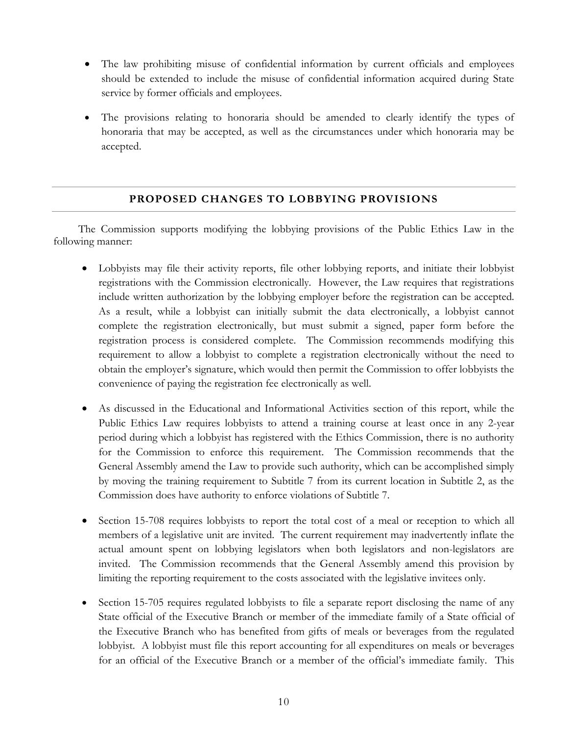- The law prohibiting misuse of confidential information by current officials and employees should be extended to include the misuse of confidential information acquired during State service by former officials and employees.
- The provisions relating to honoraria should be amended to clearly identify the types of honoraria that may be accepted, as well as the circumstances under which honoraria may be accepted.

## PROPOSED CHANGES TO LOBBYING PROVISIONS

The Commission supports modifying the lobbying provisions of the Public Ethics Law in the following manner:

- Lobbyists may file their activity reports, file other lobbying reports, and initiate their lobbyist registrations with the Commission electronically. However, the Law requires that registrations include written authorization by the lobbying employer before the registration can be accepted. As a result, while a lobbyist can initially submit the data electronically, a lobbyist cannot complete the registration electronically, but must submit a signed, paper form before the registration process is considered complete. The Commission recommends modifying this requirement to allow a lobbyist to complete a registration electronically without the need to obtain the employer's signature, which would then permit the Commission to offer lobbyists the convenience of paying the registration fee electronically as well.
- As discussed in the Educational and Informational Activities section of this report, while the Public Ethics Law requires lobbyists to attend a training course at least once in any 2-year period during which a lobbyist has registered with the Ethics Commission, there is no authority for the Commission to enforce this requirement. The Commission recommends that the General Assembly amend the Law to provide such authority, which can be accomplished simply by moving the training requirement to Subtitle 7 from its current location in Subtitle 2, as the Commission does have authority to enforce violations of Subtitle 7.
- Section 15-708 requires lobbyists to report the total cost of a meal or reception to which all members of a legislative unit are invited. The current requirement may inadvertently inflate the actual amount spent on lobbying legislators when both legislators and non-legislators are invited. The Commission recommends that the General Assembly amend this provision by limiting the reporting requirement to the costs associated with the legislative invitees only.
- Section 15-705 requires regulated lobbyists to file a separate report disclosing the name of any State official of the Executive Branch or member of the immediate family of a State official of the Executive Branch who has benefited from gifts of meals or beverages from the regulated lobbyist. A lobbyist must file this report accounting for all expenditures on meals or beverages for an official of the Executive Branch or a member of the official's immediate family. This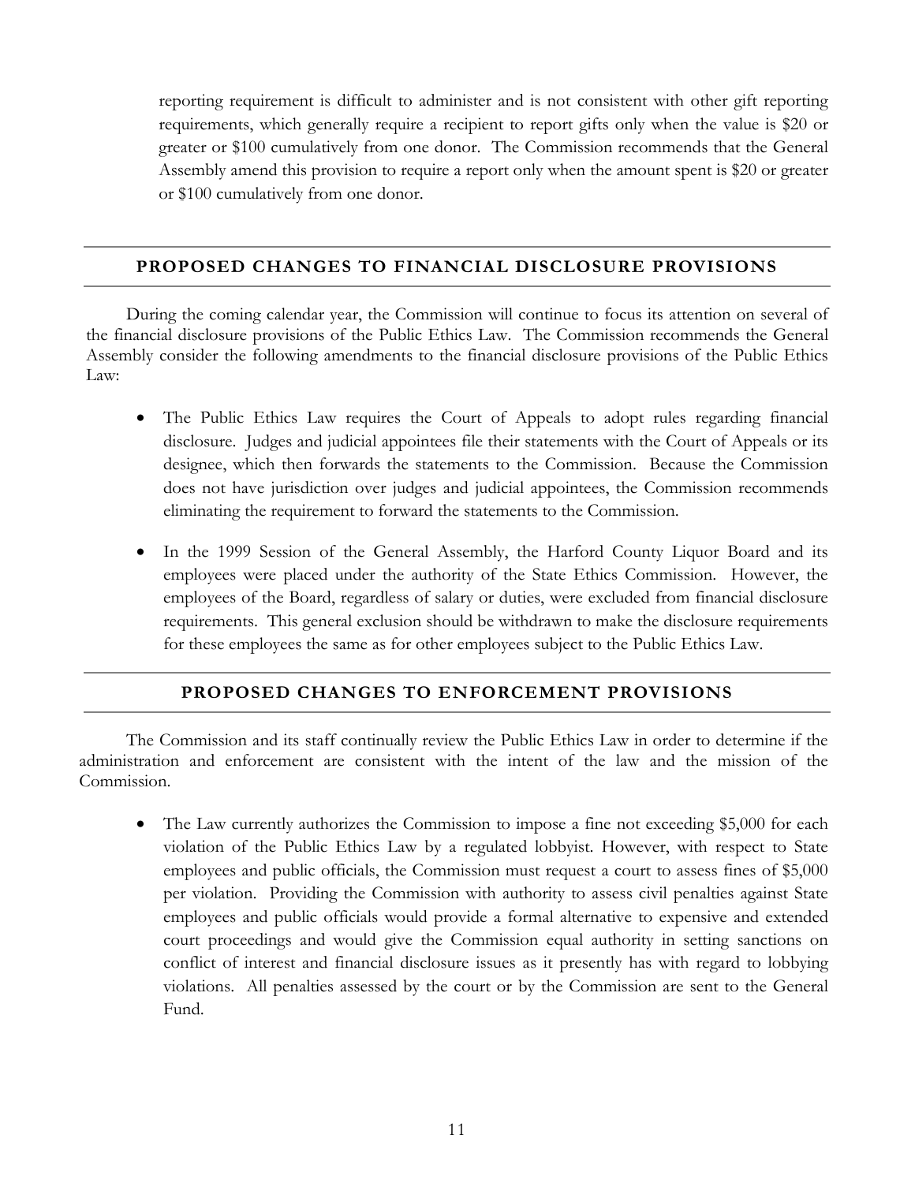reporting requirement is difficult to administer and is not consistent with other gift reporting requirements, which generally require a recipient to report gifts only when the value is $20 or greater or $100 cumulatively from one donor. The Commission recommends that the General Assembly amend this provision to require a report only when the amount spent is $20 or greater or $100 cumulatively from one donor.

## PROPOSED CHANGES TO FINANCIAL DISCLOSURE PROVISIONS

During the coming calendar year, the Commission will continue to focus its attention on several of the financial disclosure provisions of the Public Ethics Law. The Commission recommends the General Assembly consider the following amendments to the financial disclosure provisions of the Public Ethics Law:

- The Public Ethics Law requires the Court of Appeals to adopt rules regarding financial disclosure. Judges and judicial appointees file their statements with the Court of Appeals or its designee, which then forwards the statements to the Commission. Because the Commission does not have jurisdiction over judges and judicial appointees, the Commission recommends eliminating the requirement to forward the statements to the Commission.
- In the 1999 Session of the General Assembly, the Harford County Liquor Board and its employees were placed under the authority of the State Ethics Commission. However, the employees of the Board, regardless of salary or duties, were excluded from financial disclosure requirements. This general exclusion should be withdrawn to make the disclosure requirements for these employees the same as for other employees subject to the Public Ethics Law.

## PROPOSED CHANGES TO ENFORCEMENT PROVISIONS

The Commission and its staff continually review the Public Ethics Law in order to determine if the administration and enforcement are consistent with the intent of the law and the mission of the Commission.

- The Law currently authorizes the Commission to impose a fine not exceeding $5,000 for each violation of the Public Ethics Law by a regulated lobbyist. However, with respect to State employees and public officials, the Commission must request a court to assess fines of $5,000 per violation. Providing the Commission with authority to assess civil penalties against State employees and public officials would provide a formal alternative to expensive and extended court proceedings and would give the Commission equal authority in setting sanctions on conflict of interest and financial disclosure issues as it presently has with regard to lobbying violations. All penalties assessed by the court or by the Commission are sent to the General Fund.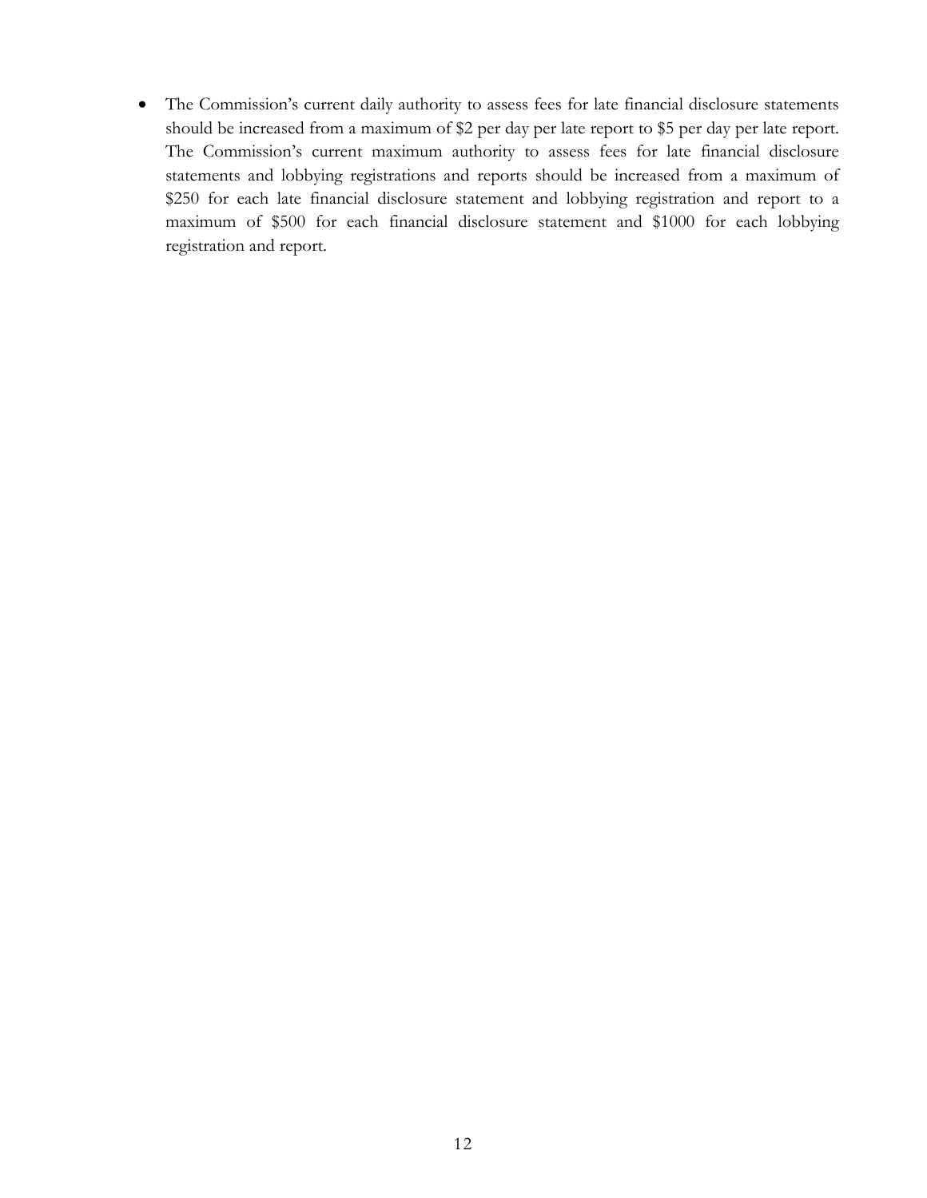- The Commission's current daily authority to assess fees for late financial disclosure statements should be increased from a maximum of $2 per day per late report to $5 per day per late report. The Commission's current maximum authority to assess fees for late financial disclosure statements and lobbying registrations and reports should be increased from a maximum of $250 for each late financial disclosure statement and lobbying registration and report to a maximum of $500 for each financial disclosure statement and $1000 for each lobbying registration and report.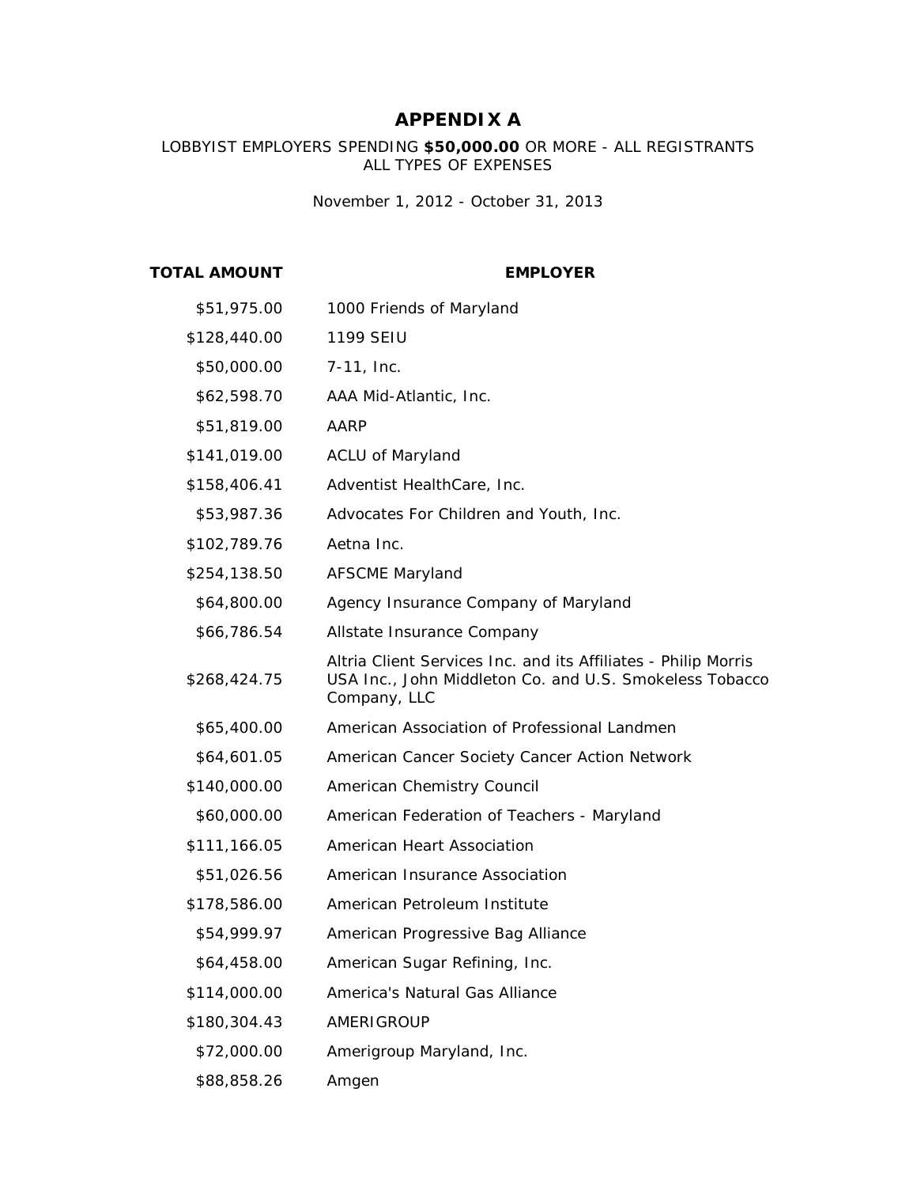# APPENDIX A

LOBBYIST EMPLOYERS SPENDING **$50,000.00** OR MORE - ALL REGISTRANTS
ALL TYPES OF EXPENSES

November 1, 2012 - October 31, 2013

| TOTAL AMOUNT | EMPLOYER |
|---|---|
| $51,975.00 | 1000 Friends of Maryland |
| $128,440.00 | 1199 SEIU |
| $50,000.00 | 7-11, Inc. |
| $62,598.70 | AAA Mid-Atlantic, Inc. |
| $51,819.00 | AARP |
| $141,019.00 | ACLU of Maryland |
| $158,406.41 | Adventist HealthCare, Inc. |
| $53,987.36 | Advocates For Children and Youth, Inc. |
| $102,789.76 | Aetna Inc. |
| $254,138.50 | AFSCME Maryland |
| $64,800.00 | Agency Insurance Company of Maryland |
| $66,786.54 | Allstate Insurance Company |
| $268,424.75 | Altria Client Services Inc. and its Affiliates - Philip Morris USA Inc., John Middleton Co. and U.S. Smokeless Tobacco Company, LLC |
| $65,400.00 | American Association of Professional Landmen |
| $64,601.05 | American Cancer Society Cancer Action Network |
| $140,000.00 | American Chemistry Council |
| $60,000.00 | American Federation of Teachers - Maryland |
| $111,166.05 | American Heart Association |
| $51,026.56 | American Insurance Association |
| $178,586.00 | American Petroleum Institute |
| $54,999.97 | American Progressive Bag Alliance |
| $64,458.00 | American Sugar Refining, Inc. |
| $114,000.00 | America's Natural Gas Alliance |
| $180,304.43 | AMERIGROUP |
| $72,000.00 | Amerigroup Maryland, Inc. |
| $88,858.26 | Amgen |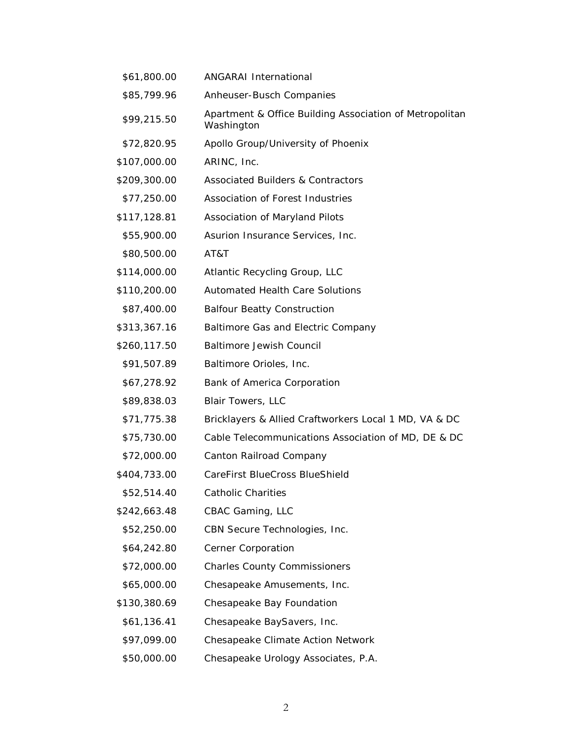| | |
|---|---|
| $61,800.00 | ANGARAI International |
| $85,799.96 | Anheuser-Busch Companies |
| $99,215.50 | Apartment & Office Building Association of Metropolitan Washington |
| $72,820.95 | Apollo Group/University of Phoenix |
| $107,000.00 | ARINC, Inc. |
| $209,300.00 | Associated Builders & Contractors |
| $77,250.00 | Association of Forest Industries |
| $117,128.81 | Association of Maryland Pilots |
| $55,900.00 | Asurion Insurance Services, Inc. |
| $80,500.00 | AT&T |
| $114,000.00 | Atlantic Recycling Group, LLC |
| $110,200.00 | Automated Health Care Solutions |
| $87,400.00 | Balfour Beatty Construction |
| $313,367.16 | Baltimore Gas and Electric Company |
| $260,117.50 | Baltimore Jewish Council |
| $91,507.89 | Baltimore Orioles, Inc. |
| $67,278.92 | Bank of America Corporation |
| $89,838.03 | Blair Towers, LLC |
| $71,775.38 | Bricklayers & Allied Craftworkers Local 1 MD, VA & DC |
| $75,730.00 | Cable Telecommunications Association of MD, DE & DC |
| $72,000.00 | Canton Railroad Company |
| $404,733.00 | CareFirst BlueCross BlueShield |
| $52,514.40 | Catholic Charities |
| $242,663.48 | CBAC Gaming, LLC |
| $52,250.00 | CBN Secure Technologies, Inc. |
| $64,242.80 | Cerner Corporation |
| $72,000.00 | Charles County Commissioners |
| $65,000.00 | Chesapeake Amusements, Inc. |
| $130,380.69 | Chesapeake Bay Foundation |
| $61,136.41 | Chesapeake BaySavers, Inc. |
| $97,099.00 | Chesapeake Climate Action Network |
| $50,000.00 | Chesapeake Urology Associates, P.A. |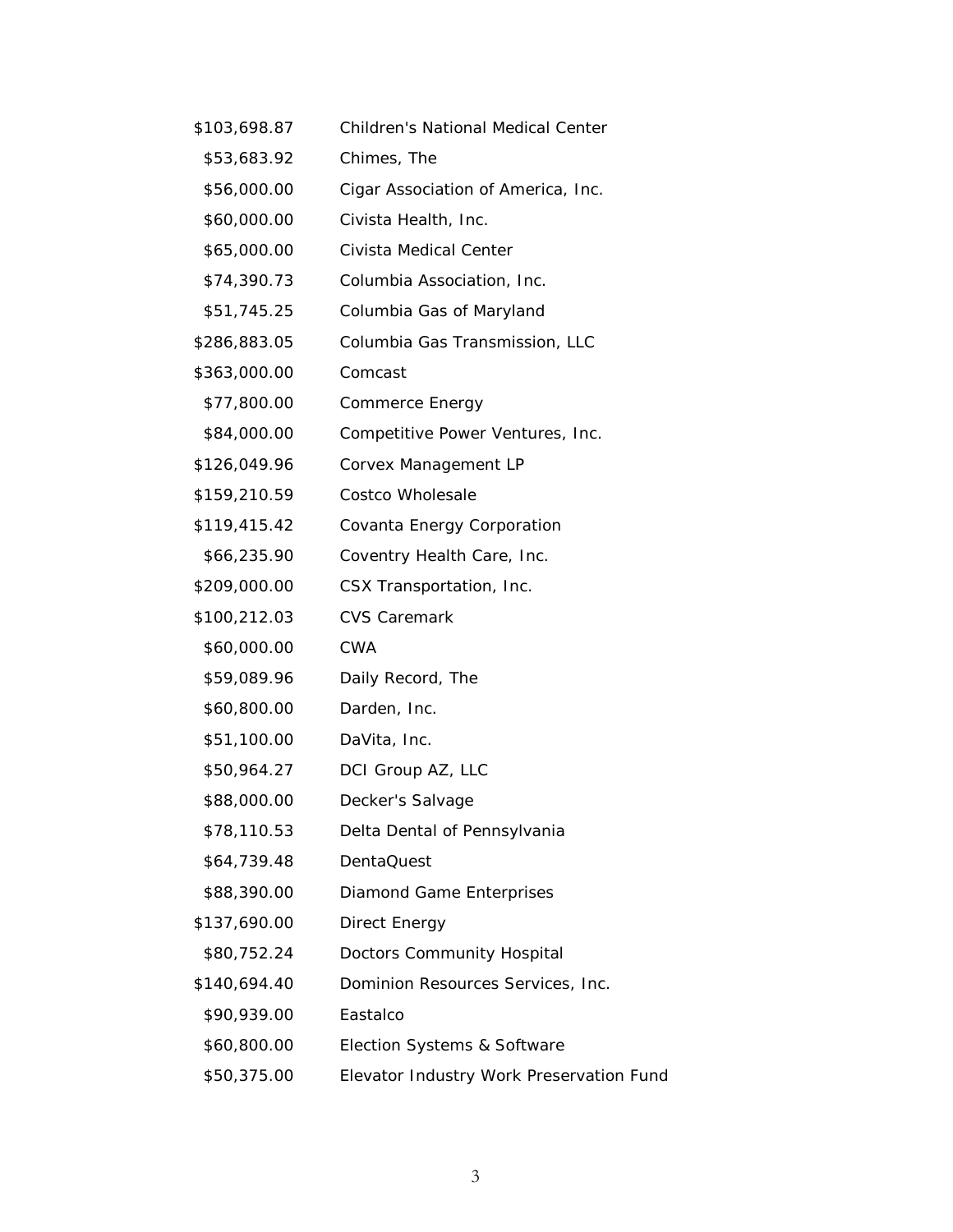| | |
|---|---|
| $103,698.87 | Children's National Medical Center |
| $53,683.92 | Chimes, The |
| $56,000.00 | Cigar Association of America, Inc. |
| $60,000.00 | Civista Health, Inc. |
| $65,000.00 | Civista Medical Center |
| $74,390.73 | Columbia Association, Inc. |
| $51,745.25 | Columbia Gas of Maryland |
| $286,883.05 | Columbia Gas Transmission, LLC |
| $363,000.00 | Comcast |
| $77,800.00 | Commerce Energy |
| $84,000.00 | Competitive Power Ventures, Inc. |
| $126,049.96 | Corvex Management LP |
| $159,210.59 | Costco Wholesale |
| $119,415.42 | Covanta Energy Corporation |
| $66,235.90 | Coventry Health Care, Inc. |
| $209,000.00 | CSX Transportation, Inc. |
| $100,212.03 | CVS Caremark |
| $60,000.00 | CWA |
| $59,089.96 | Daily Record, The |
| $60,800.00 | Darden, Inc. |
| $51,100.00 | DaVita, Inc. |
| $50,964.27 | DCI Group AZ, LLC |
| $88,000.00 | Decker's Salvage |
| $78,110.53 | Delta Dental of Pennsylvania |
| $64,739.48 | DentaQuest |
| $88,390.00 | Diamond Game Enterprises |
| $137,690.00 | Direct Energy |
| $80,752.24 | Doctors Community Hospital |
| $140,694.40 | Dominion Resources Services, Inc. |
| $90,939.00 | Eastalco |
| $60,800.00 | Election Systems & Software |
| $50,375.00 | Elevator Industry Work Preservation Fund |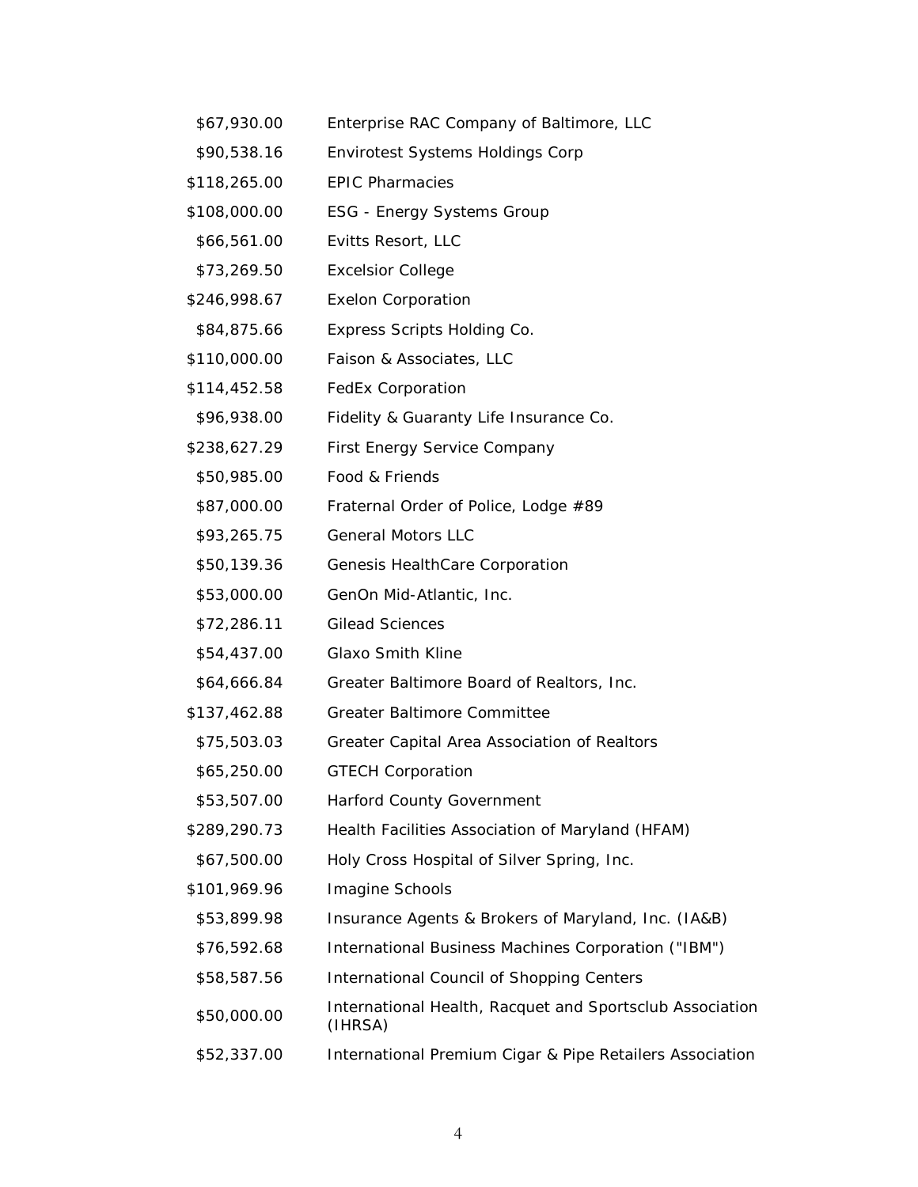| | |
|---|---|
| $67,930.00 | Enterprise RAC Company of Baltimore, LLC |
| $90,538.16 | Envirotest Systems Holdings Corp |
| $118,265.00 | EPIC Pharmacies |
| $108,000.00 | ESG - Energy Systems Group |
| $66,561.00 | Evitts Resort, LLC |
| $73,269.50 | Excelsior College |
| $246,998.67 | Exelon Corporation |
| $84,875.66 | Express Scripts Holding Co. |
| $110,000.00 | Faison & Associates, LLC |
| $114,452.58 | FedEx Corporation |
| $96,938.00 | Fidelity & Guaranty Life Insurance Co. |
| $238,627.29 | First Energy Service Company |
| $50,985.00 | Food & Friends |
| $87,000.00 | Fraternal Order of Police, Lodge #89 |
| $93,265.75 | General Motors LLC |
| $50,139.36 | Genesis HealthCare Corporation |
| $53,000.00 | GenOn Mid-Atlantic, Inc. |
| $72,286.11 | Gilead Sciences |
| $54,437.00 | Glaxo Smith Kline |
| $64,666.84 | Greater Baltimore Board of Realtors, Inc. |
| $137,462.88 | Greater Baltimore Committee |
| $75,503.03 | Greater Capital Area Association of Realtors |
| $65,250.00 | GTECH Corporation |
| $53,507.00 | Harford County Government |
| $289,290.73 | Health Facilities Association of Maryland (HFAM) |
| $67,500.00 | Holy Cross Hospital of Silver Spring, Inc. |
| $101,969.96 | Imagine Schools |
| $53,899.98 | Insurance Agents & Brokers of Maryland, Inc. (IA&B) |
| $76,592.68 | International Business Machines Corporation ("IBM") |
| $58,587.56 | International Council of Shopping Centers |
| $50,000.00 | International Health, Racquet and Sportsclub Association (IHRSA) |
| $52,337.00 | International Premium Cigar & Pipe Retailers Association |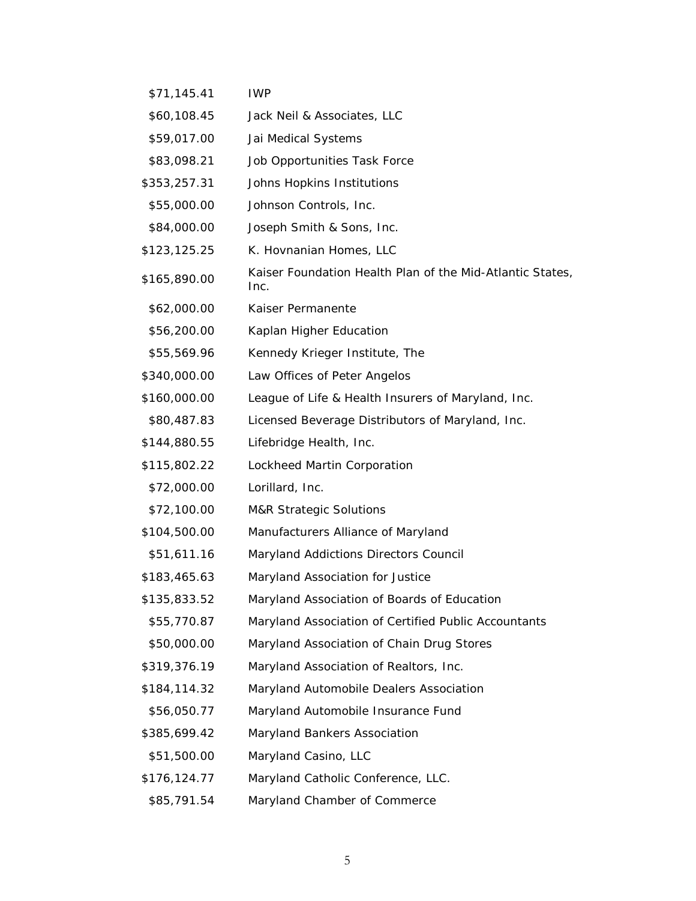| | |
|---|---|
| $71,145.41 | IWP |
| $60,108.45 | Jack Neil & Associates, LLC |
| $59,017.00 | Jai Medical Systems |
| $83,098.21 | Job Opportunities Task Force |
| $353,257.31 | Johns Hopkins Institutions |
| $55,000.00 | Johnson Controls, Inc. |
| $84,000.00 | Joseph Smith & Sons, Inc. |
| $123,125.25 | K. Hovnanian Homes, LLC |
| $165,890.00 | Kaiser Foundation Health Plan of the Mid-Atlantic States, Inc. |
| $62,000.00 | Kaiser Permanente |
| $56,200.00 | Kaplan Higher Education |
| $55,569.96 | Kennedy Krieger Institute, The |
| $340,000.00 | Law Offices of Peter Angelos |
| $160,000.00 | League of Life & Health Insurers of Maryland, Inc. |
| $80,487.83 | Licensed Beverage Distributors of Maryland, Inc. |
| $144,880.55 | Lifebridge Health, Inc. |
| $115,802.22 | Lockheed Martin Corporation |
| $72,000.00 | Lorillard, Inc. |
| $72,100.00 | M&R Strategic Solutions |
| $104,500.00 | Manufacturers Alliance of Maryland |
| $51,611.16 | Maryland Addictions Directors Council |
| $183,465.63 | Maryland Association for Justice |
| $135,833.52 | Maryland Association of Boards of Education |
| $55,770.87 | Maryland Association of Certified Public Accountants |
| $50,000.00 | Maryland Association of Chain Drug Stores |
| $319,376.19 | Maryland Association of Realtors, Inc. |
| $184,114.32 | Maryland Automobile Dealers Association |
| $56,050.77 | Maryland Automobile Insurance Fund |
| $385,699.42 | Maryland Bankers Association |
| $51,500.00 | Maryland Casino, LLC |
| $176,124.77 | Maryland Catholic Conference, LLC. |
| $85,791.54 | Maryland Chamber of Commerce |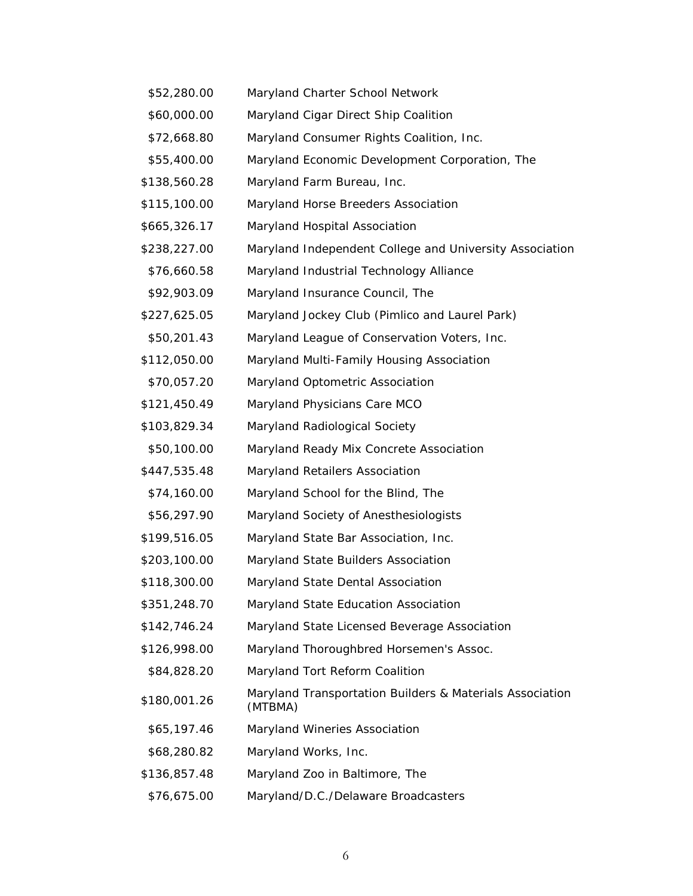| | |
|---|---|
| $52,280.00 | Maryland Charter School Network |
| $60,000.00 | Maryland Cigar Direct Ship Coalition |
| $72,668.80 | Maryland Consumer Rights Coalition, Inc. |
| $55,400.00 | Maryland Economic Development Corporation, The |
| $138,560.28 | Maryland Farm Bureau, Inc. |
| $115,100.00 | Maryland Horse Breeders Association |
| $665,326.17 | Maryland Hospital Association |
| $238,227.00 | Maryland Independent College and University Association |
| $76,660.58 | Maryland Industrial Technology Alliance |
| $92,903.09 | Maryland Insurance Council, The |
| $227,625.05 | Maryland Jockey Club (Pimlico and Laurel Park) |
| $50,201.43 | Maryland League of Conservation Voters, Inc. |
| $112,050.00 | Maryland Multi-Family Housing Association |
| $70,057.20 | Maryland Optometric Association |
| $121,450.49 | Maryland Physicians Care MCO |
| $103,829.34 | Maryland Radiological Society |
| $50,100.00 | Maryland Ready Mix Concrete Association |
| $447,535.48 | Maryland Retailers Association |
| $74,160.00 | Maryland School for the Blind, The |
| $56,297.90 | Maryland Society of Anesthesiologists |
| $199,516.05 | Maryland State Bar Association, Inc. |
| $203,100.00 | Maryland State Builders Association |
| $118,300.00 | Maryland State Dental Association |
| $351,248.70 | Maryland State Education Association |
| $142,746.24 | Maryland State Licensed Beverage Association |
| $126,998.00 | Maryland Thoroughbred Horsemen's Assoc. |
| $84,828.20 | Maryland Tort Reform Coalition |
| $180,001.26 | Maryland Transportation Builders & Materials Association (MTBMA) |
| $65,197.46 | Maryland Wineries Association |
| $68,280.82 | Maryland Works, Inc. |
| $136,857.48 | Maryland Zoo in Baltimore, The |
| $76,675.00 | Maryland/D.C./Delaware Broadcasters |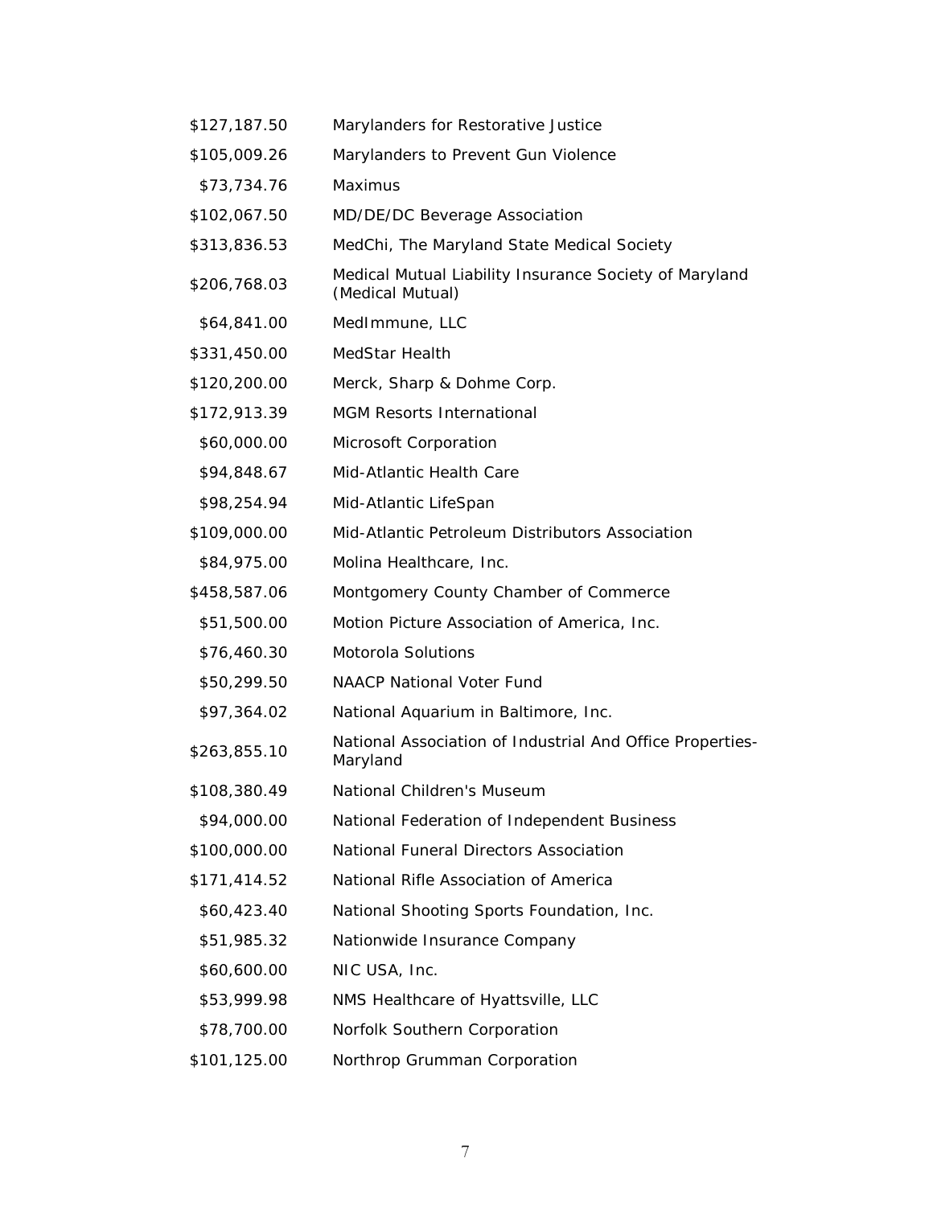| | |
|---|---|
| $127,187.50 | Marylanders for Restorative Justice |
| $105,009.26 | Marylanders to Prevent Gun Violence |
| $73,734.76 | Maximus |
| $102,067.50 | MD/DE/DC Beverage Association |
| $313,836.53 | MedChi, The Maryland State Medical Society |
| $206,768.03 | Medical Mutual Liability Insurance Society of Maryland (Medical Mutual) |
| $64,841.00 | MedImmune, LLC |
| $331,450.00 | MedStar Health |
| $120,200.00 | Merck, Sharp & Dohme Corp. |
| $172,913.39 | MGM Resorts International |
| $60,000.00 | Microsoft Corporation |
| $94,848.67 | Mid-Atlantic Health Care |
| $98,254.94 | Mid-Atlantic LifeSpan |
| $109,000.00 | Mid-Atlantic Petroleum Distributors Association |
| $84,975.00 | Molina Healthcare, Inc. |
| $458,587.06 | Montgomery County Chamber of Commerce |
| $51,500.00 | Motion Picture Association of America, Inc. |
| $76,460.30 | Motorola Solutions |
| $50,299.50 | NAACP National Voter Fund |
| $97,364.02 | National Aquarium in Baltimore, Inc. |
| $263,855.10 | National Association of Industrial And Office Properties-Maryland |
| $108,380.49 | National Children's Museum |
| $94,000.00 | National Federation of Independent Business |
| $100,000.00 | National Funeral Directors Association |
| $171,414.52 | National Rifle Association of America |
| $60,423.40 | National Shooting Sports Foundation, Inc. |
| $51,985.32 | Nationwide Insurance Company |
| $60,600.00 | NIC USA, Inc. |
| $53,999.98 | NMS Healthcare of Hyattsville, LLC |
| $78,700.00 | Norfolk Southern Corporation |
| $101,125.00 | Northrop Grumman Corporation |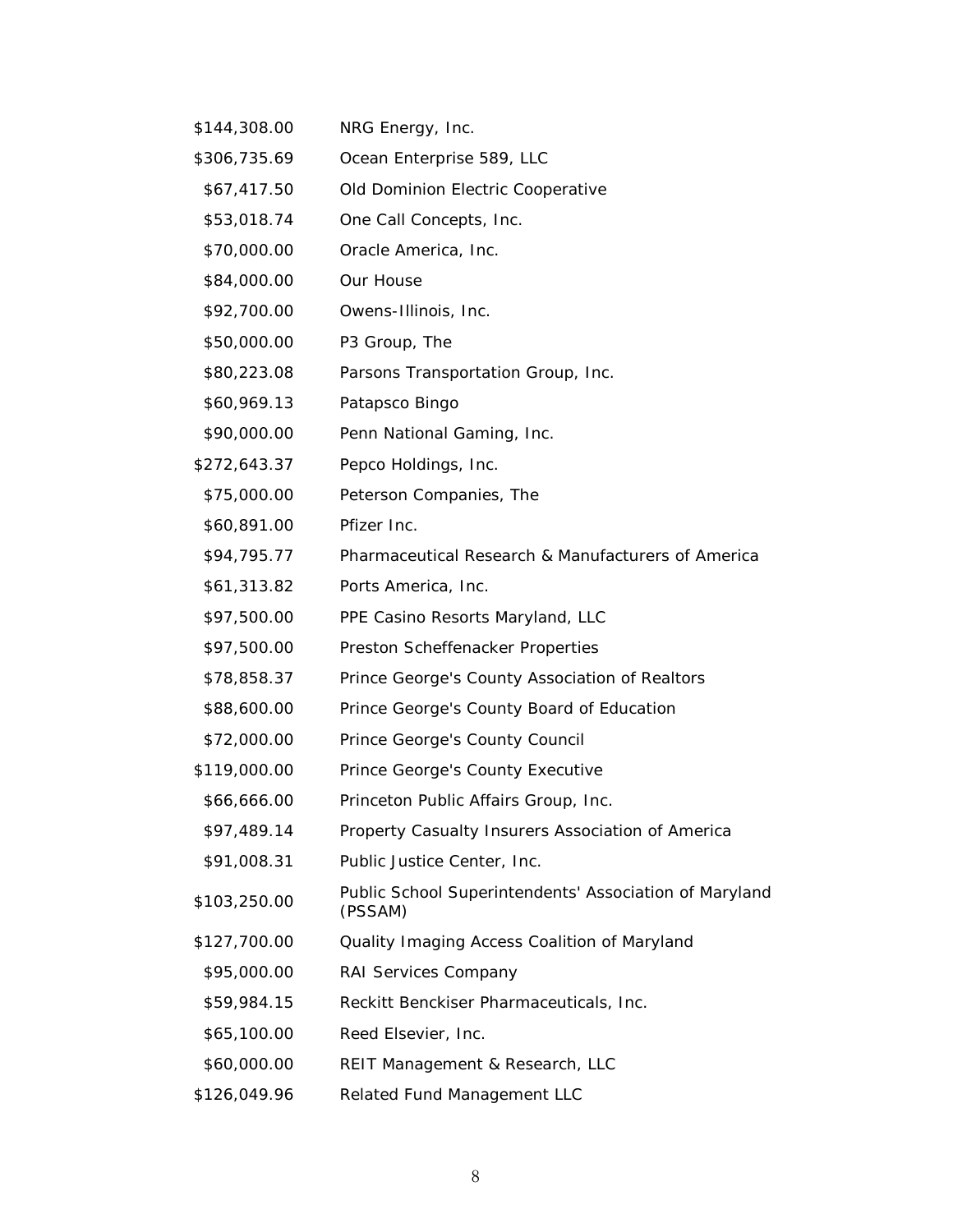| | |
|---|---|
| $144,308.00 | NRG Energy, Inc. |
| $306,735.69 | Ocean Enterprise 589, LLC |
| $67,417.50 | Old Dominion Electric Cooperative |
| $53,018.74 | One Call Concepts, Inc. |
| $70,000.00 | Oracle America, Inc. |
| $84,000.00 | Our House |
| $92,700.00 | Owens-Illinois, Inc. |
| $50,000.00 | P3 Group, The |
| $80,223.08 | Parsons Transportation Group, Inc. |
| $60,969.13 | Patapsco Bingo |
| $90,000.00 | Penn National Gaming, Inc. |
| $272,643.37 | Pepco Holdings, Inc. |
| $75,000.00 | Peterson Companies, The |
| $60,891.00 | Pfizer Inc. |
| $94,795.77 | Pharmaceutical Research & Manufacturers of America |
| $61,313.82 | Ports America, Inc. |
| $97,500.00 | PPE Casino Resorts Maryland, LLC |
| $97,500.00 | Preston Scheffenacker Properties |
| $78,858.37 | Prince George's County Association of Realtors |
| $88,600.00 | Prince George's County Board of Education |
| $72,000.00 | Prince George's County Council |
| $119,000.00 | Prince George's County Executive |
| $66,666.00 | Princeton Public Affairs Group, Inc. |
| $97,489.14 | Property Casualty Insurers Association of America |
| $91,008.31 | Public Justice Center, Inc. |
| $103,250.00 | Public School Superintendents' Association of Maryland (PSSAM) |
| $127,700.00 | Quality Imaging Access Coalition of Maryland |
| $95,000.00 | RAI Services Company |
| $59,984.15 | Reckitt Benckiser Pharmaceuticals, Inc. |
| $65,100.00 | Reed Elsevier, Inc. |
| $60,000.00 | REIT Management & Research, LLC |
| $126,049.96 | Related Fund Management LLC |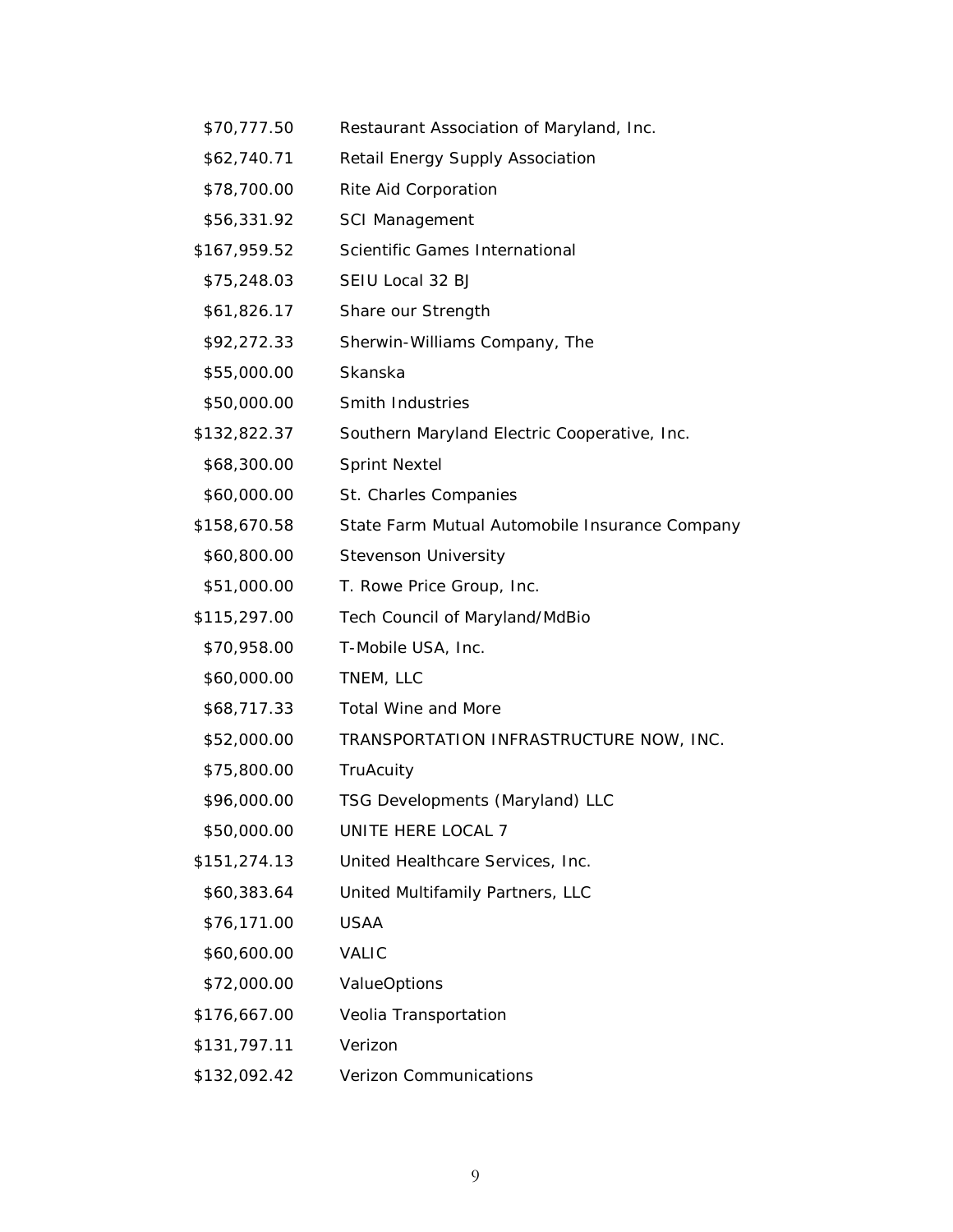| | |
|---|---|
| $70,777.50 | Restaurant Association of Maryland, Inc. |
| $62,740.71 | Retail Energy Supply Association |
| $78,700.00 | Rite Aid Corporation |
| $56,331.92 | SCI Management |
| $167,959.52 | Scientific Games International |
| $75,248.03 | SEIU Local 32 BJ |
| $61,826.17 | Share our Strength |
| $92,272.33 | Sherwin-Williams Company, The |
| $55,000.00 | Skanska |
| $50,000.00 | Smith Industries |
| $132,822.37 | Southern Maryland Electric Cooperative, Inc. |
| $68,300.00 | Sprint Nextel |
| $60,000.00 | St. Charles Companies |
| $158,670.58 | State Farm Mutual Automobile Insurance Company |
| $60,800.00 | Stevenson University |
| $51,000.00 | T. Rowe Price Group, Inc. |
| $115,297.00 | Tech Council of Maryland/MdBio |
| $70,958.00 | T-Mobile USA, Inc. |
| $60,000.00 | TNEM, LLC |
| $68,717.33 | Total Wine and More |
| $52,000.00 | TRANSPORTATION INFRASTRUCTURE NOW, INC. |
| $75,800.00 | TruAcuity |
| $96,000.00 | TSG Developments (Maryland) LLC |
| $50,000.00 | UNITE HERE LOCAL 7 |
| $151,274.13 | United Healthcare Services, Inc. |
| $60,383.64 | United Multifamily Partners, LLC |
| $76,171.00 | USAA |
| $60,600.00 | VALIC |
| $72,000.00 | ValueOptions |
| $176,667.00 | Veolia Transportation |
| $131,797.11 | Verizon |
| $132,092.42 | Verizon Communications |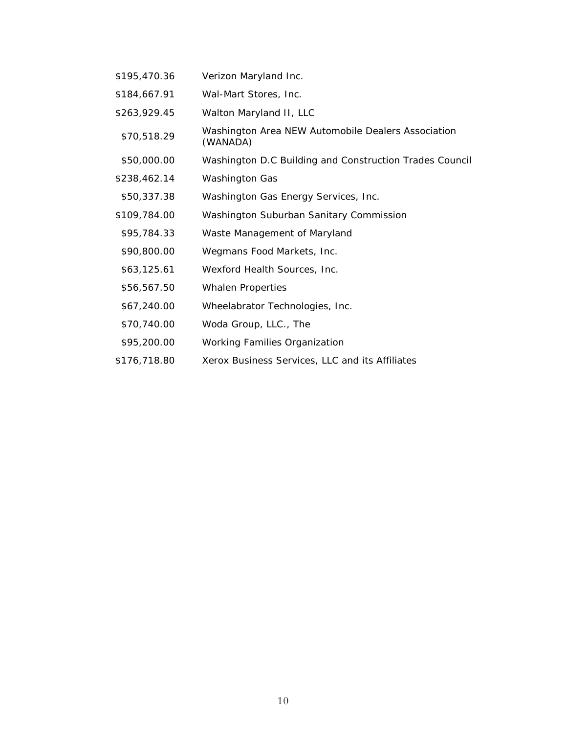| | |
|---|---|
| \$195,470.36 | Verizon Maryland Inc. |
| \$184,667.91 | Wal-Mart Stores, Inc. |
| \$263,929.45 | Walton Maryland II, LLC |
| \$70,518.29 | Washington Area NEW Automobile Dealers Association (WANADA) |
| \$50,000.00 | Washington D.C Building and Construction Trades Council |
| \$238,462.14 | Washington Gas |
| \$50,337.38 | Washington Gas Energy Services, Inc. |
| \$109,784.00 | Washington Suburban Sanitary Commission |
| \$95,784.33 | Waste Management of Maryland |
| \$90,800.00 | Wegmans Food Markets, Inc. |
| \$63,125.61 | Wexford Health Sources, Inc. |
| \$56,567.50 | Whalen Properties |
| \$67,240.00 | Wheelabrator Technologies, Inc. |
| \$70,740.00 | Woda Group, LLC., The |
| \$95,200.00 | Working Families Organization |
| \$176,718.80 | Xerox Business Services, LLC and its Affiliates |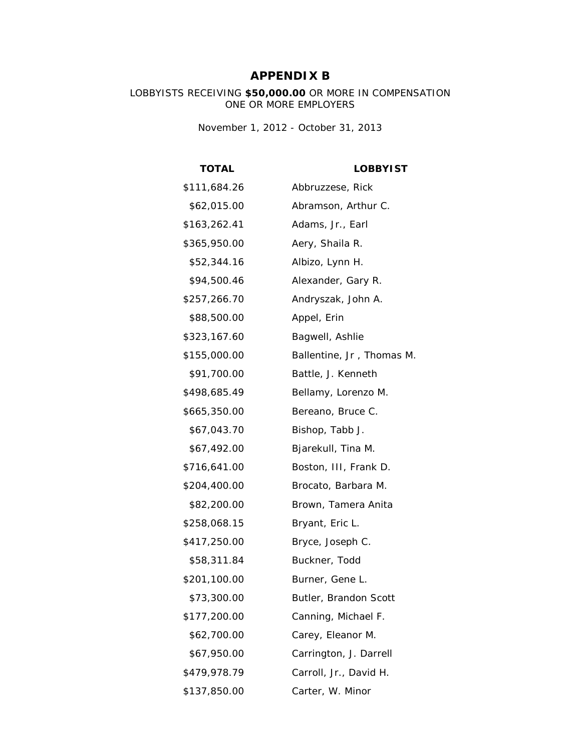# APPENDIX B

LOBBYISTS RECEIVING **$50,000.00** OR MORE IN COMPENSATION
ONE OR MORE EMPLOYERS

November 1, 2012 - October 31, 2013

| TOTAL | LOBBYIST |
|---|---|
| $111,684.26 | Abbruzzese, Rick |
| $62,015.00 | Abramson, Arthur C. |
| $163,262.41 | Adams, Jr., Earl |
| $365,950.00 | Aery, Shaila R. |
| $52,344.16 | Albizo, Lynn H. |
| $94,500.46 | Alexander, Gary R. |
| $257,266.70 | Andryszak, John A. |
| $88,500.00 | Appel, Erin |
| $323,167.60 | Bagwell, Ashlie |
| $155,000.00 | Ballentine, Jr , Thomas M. |
| $91,700.00 | Battle, J. Kenneth |
| $498,685.49 | Bellamy, Lorenzo M. |
| $665,350.00 | Bereano, Bruce C. |
| $67,043.70 | Bishop, Tabb J. |
| $67,492.00 | Bjarekull, Tina M. |
| $716,641.00 | Boston, III, Frank D. |
| $204,400.00 | Brocato, Barbara M. |
| $82,200.00 | Brown, Tamera Anita |
| $258,068.15 | Bryant, Eric L. |
| $417,250.00 | Bryce, Joseph C. |
| $58,311.84 | Buckner, Todd |
| $201,100.00 | Burner, Gene L. |
| $73,300.00 | Butler, Brandon Scott |
| $177,200.00 | Canning, Michael F. |
| $62,700.00 | Carey, Eleanor M. |
| $67,950.00 | Carrington, J. Darrell |
| $479,978.79 | Carroll, Jr., David H. |
| $137,850.00 | Carter, W. Minor |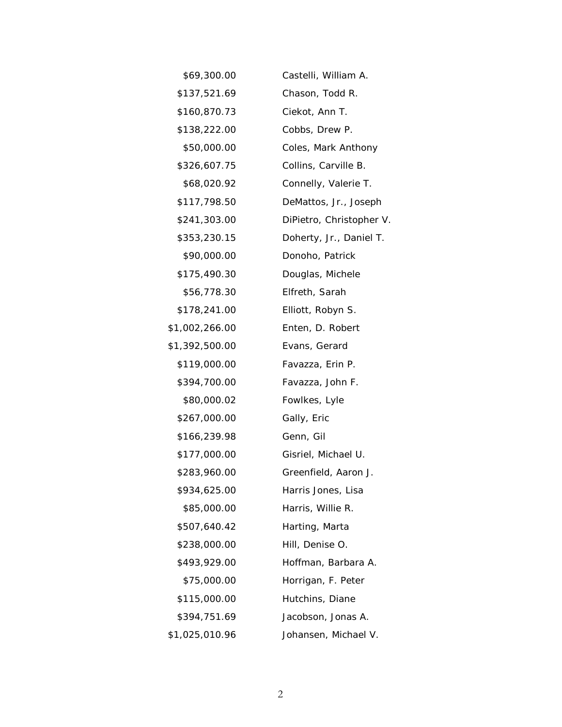| | |
|---|---|
| $69,300.00 | Castelli, William A. |
| $137,521.69 | Chason, Todd R. |
| $160,870.73 | Ciekot, Ann T. |
| $138,222.00 | Cobbs, Drew P. |
| $50,000.00 | Coles, Mark Anthony |
| $326,607.75 | Collins, Carville B. |
| $68,020.92 | Connelly, Valerie T. |
| $117,798.50 | DeMattos, Jr., Joseph |
| $241,303.00 | DiPietro, Christopher V. |
| $353,230.15 | Doherty, Jr., Daniel T. |
| $90,000.00 | Donoho, Patrick |
| $175,490.30 | Douglas, Michele |
| $56,778.30 | Elfreth, Sarah |
| $178,241.00 | Elliott, Robyn S. |
| $1,002,266.00 | Enten, D. Robert |
| $1,392,500.00 | Evans, Gerard |
| $119,000.00 | Favazza, Erin P. |
| $394,700.00 | Favazza, John F. |
| $80,000.02 | Fowlkes, Lyle |
| $267,000.00 | Gally, Eric |
| $166,239.98 | Genn, Gil |
| $177,000.00 | Gisriel, Michael U. |
| $283,960.00 | Greenfield, Aaron J. |
| $934,625.00 | Harris Jones, Lisa |
| $85,000.00 | Harris, Willie R. |
| $507,640.42 | Harting, Marta |
| $238,000.00 | Hill, Denise O. |
| $493,929.00 | Hoffman, Barbara A. |
| $75,000.00 | Horrigan, F. Peter |
| $115,000.00 | Hutchins, Diane |
| $394,751.69 | Jacobson, Jonas A. |
| $1,025,010.96 | Johansen, Michael V. |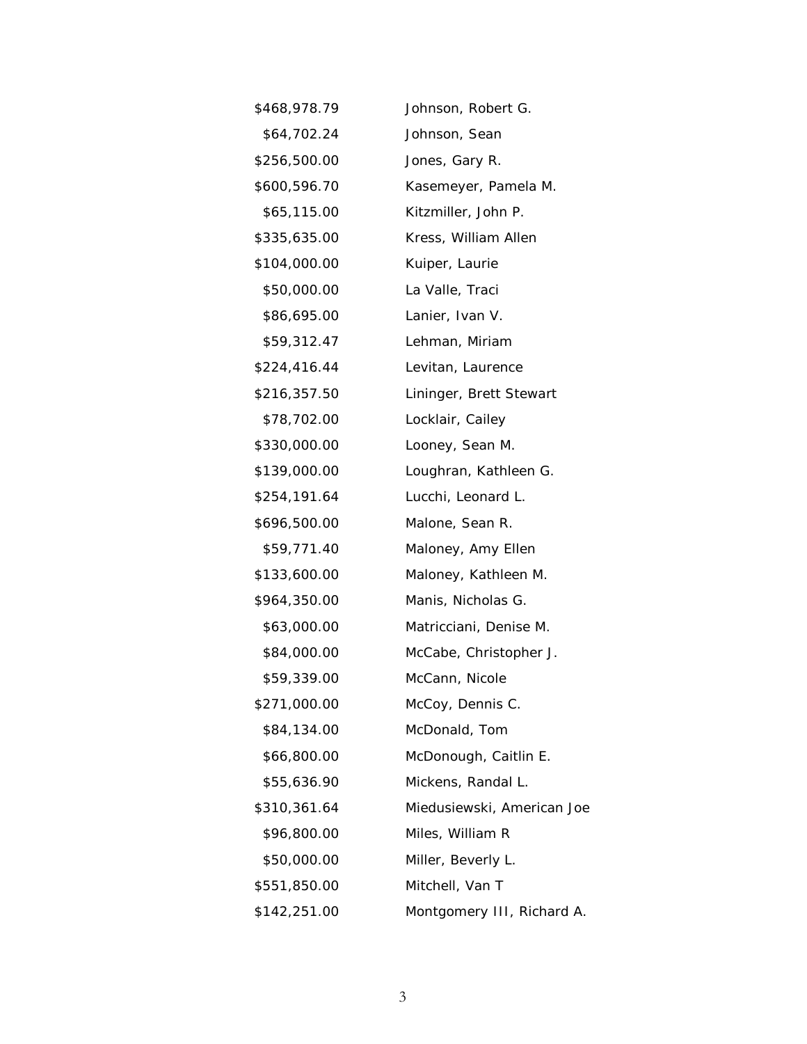| | |
|---|---|
| $468,978.79 | Johnson, Robert G. |
| $64,702.24 | Johnson, Sean |
| $256,500.00 | Jones, Gary R. |
| $600,596.70 | Kasemeyer, Pamela M. |
| $65,115.00 | Kitzmiller, John P. |
| $335,635.00 | Kress, William Allen |
| $104,000.00 | Kuiper, Laurie |
| $50,000.00 | La Valle, Traci |
| $86,695.00 | Lanier, Ivan V. |
| $59,312.47 | Lehman, Miriam |
| $224,416.44 | Levitan, Laurence |
| $216,357.50 | Lininger, Brett Stewart |
| $78,702.00 | Locklair, Cailey |
| $330,000.00 | Looney, Sean M. |
| $139,000.00 | Loughran, Kathleen G. |
| $254,191.64 | Lucchi, Leonard L. |
| $696,500.00 | Malone, Sean R. |
| $59,771.40 | Maloney, Amy Ellen |
| $133,600.00 | Maloney, Kathleen M. |
| $964,350.00 | Manis, Nicholas G. |
| $63,000.00 | Matricciani, Denise M. |
| $84,000.00 | McCabe, Christopher J. |
| $59,339.00 | McCann, Nicole |
| $271,000.00 | McCoy, Dennis C. |
| $84,134.00 | McDonald, Tom |
| $66,800.00 | McDonough, Caitlin E. |
| $55,636.90 | Mickens, Randal L. |
| $310,361.64 | Miedusiewski, American Joe |
| $96,800.00 | Miles, William R |
| $50,000.00 | Miller, Beverly L. |
| $551,850.00 | Mitchell, Van T |
| $142,251.00 | Montgomery III, Richard A. |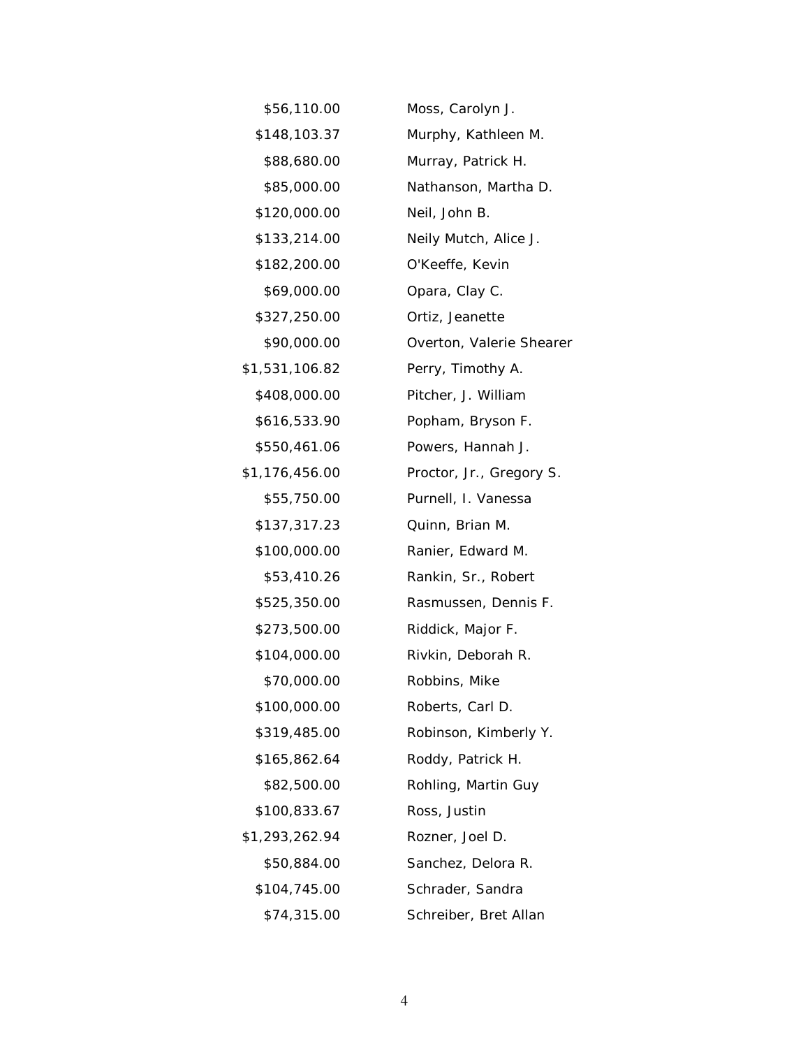| | |
|---|---|
| $56,110.00 | Moss, Carolyn J. |
| $148,103.37 | Murphy, Kathleen M. |
| $88,680.00 | Murray, Patrick H. |
| $85,000.00 | Nathanson, Martha D. |
| $120,000.00 | Neil, John B. |
| $133,214.00 | Neily Mutch, Alice J. |
| $182,200.00 | O'Keeffe, Kevin |
| $69,000.00 | Opara, Clay C. |
| $327,250.00 | Ortiz, Jeanette |
| $90,000.00 | Overton, Valerie Shearer |
| $1,531,106.82 | Perry, Timothy A. |
| $408,000.00 | Pitcher, J. William |
| $616,533.90 | Popham, Bryson F. |
| $550,461.06 | Powers, Hannah J. |
| $1,176,456.00 | Proctor, Jr., Gregory S. |
| $55,750.00 | Purnell, I. Vanessa |
| $137,317.23 | Quinn, Brian M. |
| $100,000.00 | Ranier, Edward M. |
| $53,410.26 | Rankin, Sr., Robert |
| $525,350.00 | Rasmussen, Dennis F. |
| $273,500.00 | Riddick, Major F. |
| $104,000.00 | Rivkin, Deborah R. |
| $70,000.00 | Robbins, Mike |
| $100,000.00 | Roberts, Carl D. |
| $319,485.00 | Robinson, Kimberly Y. |
| $165,862.64 | Roddy, Patrick H. |
| $82,500.00 | Rohling, Martin Guy |
| $100,833.67 | Ross, Justin |
| $1,293,262.94 | Rozner, Joel D. |
| $50,884.00 | Sanchez, Delora R. |
| $104,745.00 | Schrader, Sandra |
| $74,315.00 | Schreiber, Bret Allan |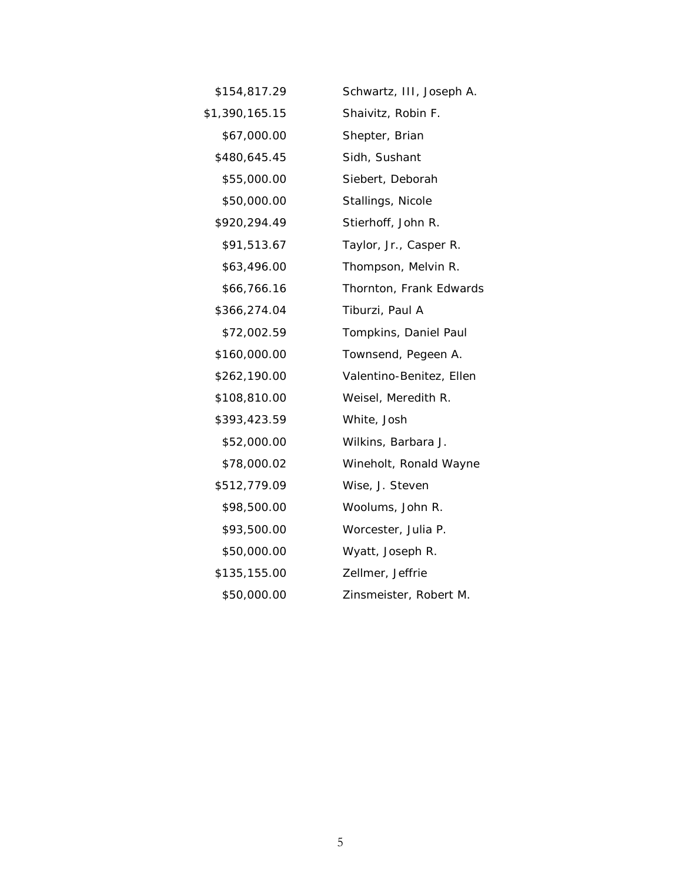| | |
|---|---|
| $154,817.29 | Schwartz, III, Joseph A. |
| $1,390,165.15 | Shaivitz, Robin F. |
| $67,000.00 | Shepter, Brian |
| $480,645.45 | Sidh, Sushant |
| $55,000.00 | Siebert, Deborah |
| $50,000.00 | Stallings, Nicole |
| $920,294.49 | Stierhoff, John R. |
| $91,513.67 | Taylor, Jr., Casper R. |
| $63,496.00 | Thompson, Melvin R. |
| $66,766.16 | Thornton, Frank Edwards |
| $366,274.04 | Tiburzi, Paul A |
| $72,002.59 | Tompkins, Daniel Paul |
| $160,000.00 | Townsend, Pegeen A. |
| $262,190.00 | Valentino-Benitez, Ellen |
| $108,810.00 | Weisel, Meredith R. |
| $393,423.59 | White, Josh |
| $52,000.00 | Wilkins, Barbara J. |
| $78,000.02 | Wineholt, Ronald Wayne |
| $512,779.09 | Wise, J. Steven |
| $98,500.00 | Woolums, John R. |
| $93,500.00 | Worcester, Julia P. |
| $50,000.00 | Wyatt, Joseph R. |
| $135,155.00 | Zellmer, Jeffrie |
| $50,000.00 | Zinsmeister, Robert M. |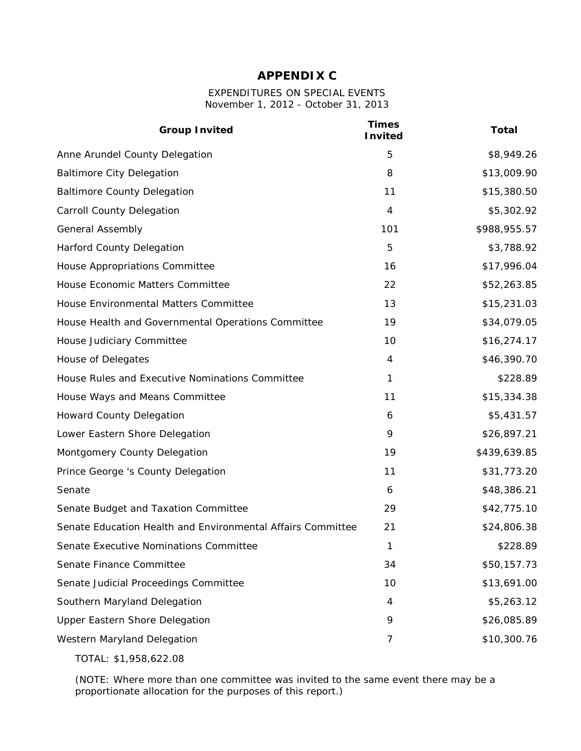# APPENDIX C

EXPENDITURES ON SPECIAL EVENTS
November 1, 2012 - October 31, 2013

| Group Invited | Times Invited | Total |
|---|---|---|
| Anne Arundel County Delegation | 5 | $8,949.26 |
| Baltimore City Delegation | 8 | $13,009.90 |
| Baltimore County Delegation | 11 | $15,380.50 |
| Carroll County Delegation | 4 | $5,302.92 |
| General Assembly | 101 | $988,955.57 |
| Harford County Delegation | 5 | $3,788.92 |
| House Appropriations Committee | 16 | $17,996.04 |
| House Economic Matters Committee | 22 | $52,263.85 |
| House Environmental Matters Committee | 13 | $15,231.03 |
| House Health and Governmental Operations Committee | 19 | $34,079.05 |
| House Judiciary Committee | 10 | $16,274.17 |
| House of Delegates | 4 | $46,390.70 |
| House Rules and Executive Nominations Committee | 1 | $228.89 |
| House Ways and Means Committee | 11 | $15,334.38 |
| Howard County Delegation | 6 | $5,431.57 |
| Lower Eastern Shore Delegation | 9 | $26,897.21 |
| Montgomery County Delegation | 19 | $439,639.85 |
| Prince George 's County Delegation | 11 | $31,773.20 |
| Senate | 6 | $48,386.21 |
| Senate Budget and Taxation Committee | 29 | $42,775.10 |
| Senate Education Health and Environmental Affairs Committee | 21 | $24,806.38 |
| Senate Executive Nominations Committee | 1 | $228.89 |
| Senate Finance Committee | 34 | $50,157.73 |
| Senate Judicial Proceedings Committee | 10 | $13,691.00 |
| Southern Maryland Delegation | 4 | $5,263.12 |
| Upper Eastern Shore Delegation | 9 | $26,085.89 |
| Western Maryland Delegation | 7 | $10,300.76 |

TOTAL: $1,958,622.08

(NOTE: Where more than one committee was invited to the same event there may be a proportionate allocation for the purposes of this report.)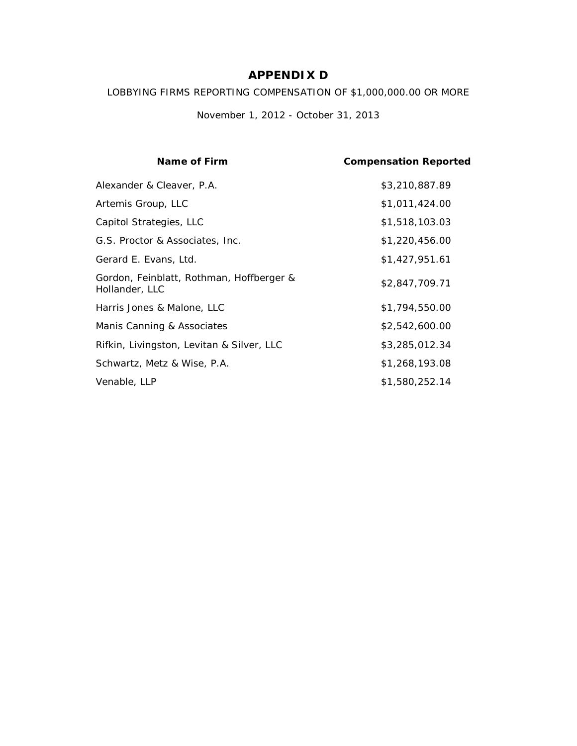# APPENDIX D

LOBBYING FIRMS REPORTING COMPENSATION OF $1,000,000.00 OR MORE

November 1, 2012 - October 31, 2013

| Name of Firm | Compensation Reported |
| --- | --- |
| Alexander & Cleaver, P.A. | $3,210,887.89 |
| Artemis Group, LLC | $1,011,424.00 |
| Capitol Strategies, LLC | $1,518,103.03 |
| G.S. Proctor & Associates, Inc. | $1,220,456.00 |
| Gerard E. Evans, Ltd. | $1,427,951.61 |
| Gordon, Feinblatt, Rothman, Hoffberger & Hollander, LLC | $2,847,709.71 |
| Harris Jones & Malone, LLC | $1,794,550.00 |
| Manis Canning & Associates | $2,542,600.00 |
| Rifkin, Livingston, Levitan & Silver, LLC | $3,285,012.34 |
| Schwartz, Metz & Wise, P.A. | $1,268,193.08 |
| Venable, LLP | $1,580,252.14 |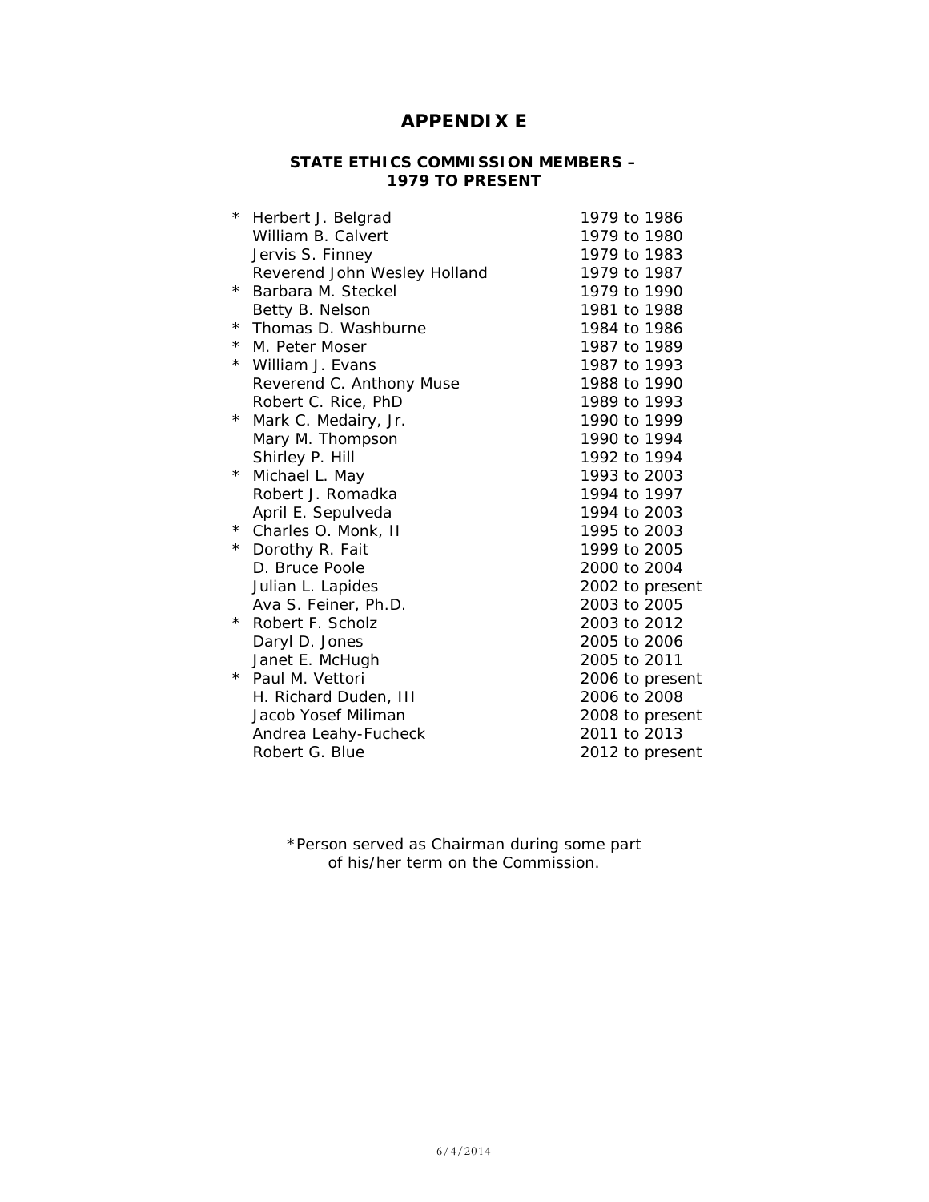# APPENDIX E

## STATE ETHICS COMMISSION MEMBERS – 1979 TO PRESENT

| | | |
|---|---|---|
| * | Herbert J. Belgrad | 1979 to 1986 |
| | William B. Calvert | 1979 to 1980 |
| | Jervis S. Finney | 1979 to 1983 |
| | Reverend John Wesley Holland | 1979 to 1987 |
| * | Barbara M. Steckel | 1979 to 1990 |
| | Betty B. Nelson | 1981 to 1988 |
| * | Thomas D. Washburne | 1984 to 1986 |
| * | M. Peter Moser | 1987 to 1989 |
| * | William J. Evans | 1987 to 1993 |
| | Reverend C. Anthony Muse | 1988 to 1990 |
| | Robert C. Rice, PhD | 1989 to 1993 |
| * | Mark C. Medairy, Jr. | 1990 to 1999 |
| | Mary M. Thompson | 1990 to 1994 |
| | Shirley P. Hill | 1992 to 1994 |
| * | Michael L. May | 1993 to 2003 |
| | Robert J. Romadka | 1994 to 1997 |
| | April E. Sepulveda | 1994 to 2003 |
| * | Charles O. Monk, II | 1995 to 2003 |
| * | Dorothy R. Fait | 1999 to 2005 |
| | D. Bruce Poole | 2000 to 2004 |
| | Julian L. Lapides | 2002 to present |
| | Ava S. Feiner, Ph.D. | 2003 to 2005 |
| * | Robert F. Scholz | 2003 to 2012 |
| | Daryl D. Jones | 2005 to 2006 |
| | Janet E. McHugh | 2005 to 2011 |
| * | Paul M. Vettori | 2006 to present |
| | H. Richard Duden, III | 2006 to 2008 |
| | Jacob Yosef Miliman | 2008 to present |
| | Andrea Leahy-Fucheck | 2011 to 2013 |
| | Robert G. Blue | 2012 to present |

*Person served as Chairman during some part of his/her term on the Commission.